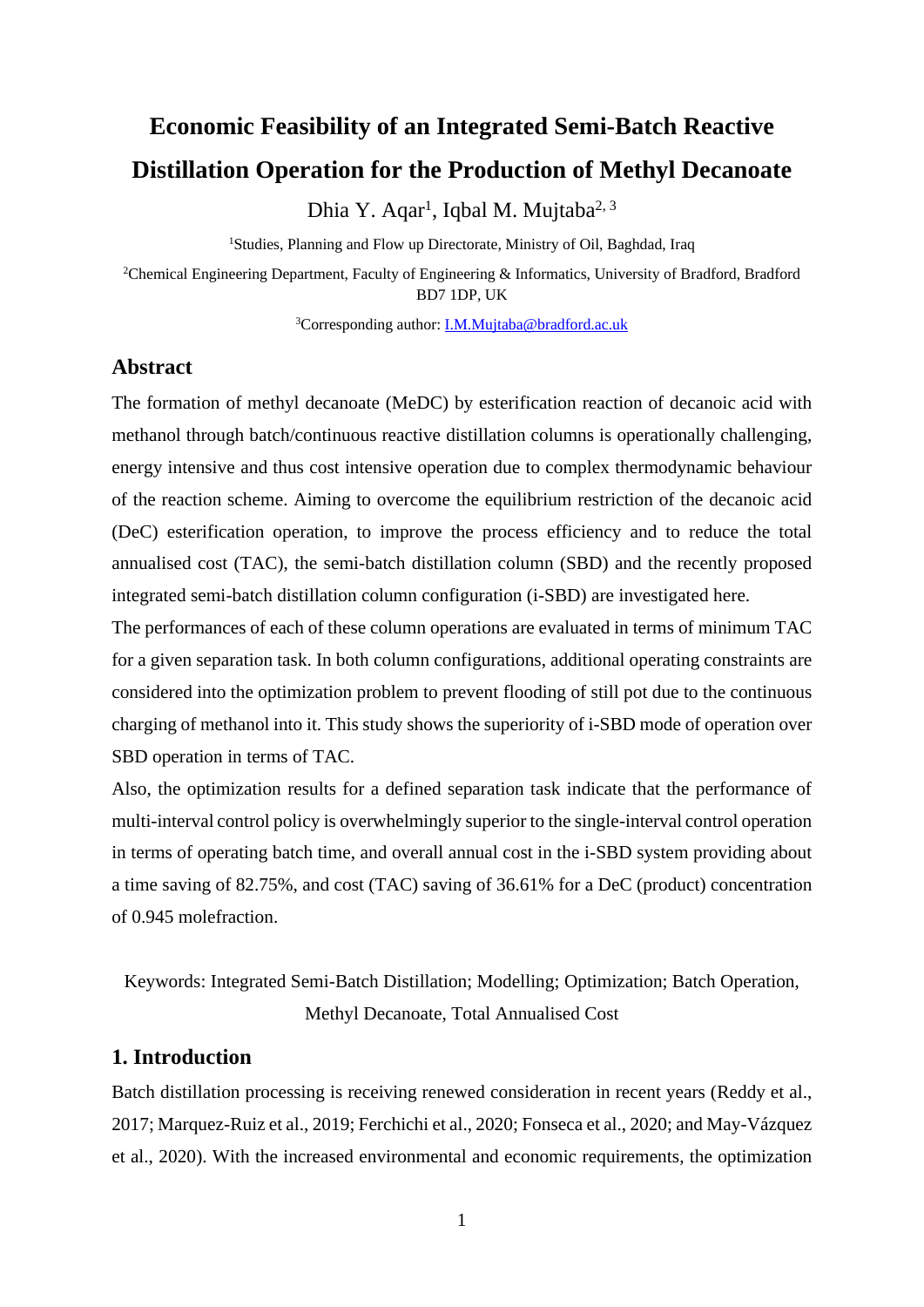# Economic Feasibility of an Integrated Semi-Batch Reactive Distillation Operation for the Production of Methyl Decanoate

Dhia Y. Aqar[1], Iqbal M. Mujtaba[2, 3]

[1]Studies, Planning and Flow up Directorate, Ministry of Oil, Baghdad, Iraq

[2]Chemical Engineering Department, Faculty of Engineering & Informatics, University of Bradford, Bradford BD7 1DP, UK

[3]Corresponding author: I.M.Mujtaba@bradford.ac.uk

## Abstract

The formation of methyl decanoate (MeDC) by esterification reaction of decanoic acid with methanol through batch/continuous reactive distillation columns is operationally challenging, energy intensive and thus cost intensive operation due to complex thermodynamic behaviour of the reaction scheme. Aiming to overcome the equilibrium restriction of the decanoic acid (DeC) esterification operation, to improve the process efficiency and to reduce the total annualised cost (TAC), the semi-batch distillation column (SBD) and the recently proposed integrated semi-batch distillation column configuration (i-SBD) are investigated here.

The performances of each of these column operations are evaluated in terms of minimum TAC for a given separation task. In both column configurations, additional operating constraints are considered into the optimization problem to prevent flooding of still pot due to the continuous charging of methanol into it. This study shows the superiority of i-SBD mode of operation over SBD operation in terms of TAC.

Also, the optimization results for a defined separation task indicate that the performance of multi-interval control policy is overwhelmingly superior to the single-interval control operation in terms of operating batch time, and overall annual cost in the i-SBD system providing about a time saving of 82.75%, and cost (TAC) saving of 36.61% for a DeC (product) concentration of 0.945 molefraction.

Keywords: Integrated Semi-Batch Distillation; Modelling; Optimization; Batch Operation, Methyl Decanoate, Total Annualised Cost

## 1. Introduction

Batch distillation processing is receiving renewed consideration in recent years (Reddy et al., 2017; Marquez-Ruiz et al., 2019; Ferchichi et al., 2020; Fonseca et al., 2020; and May-Vázquez et al., 2020). With the increased environmental and economic requirements, the optimization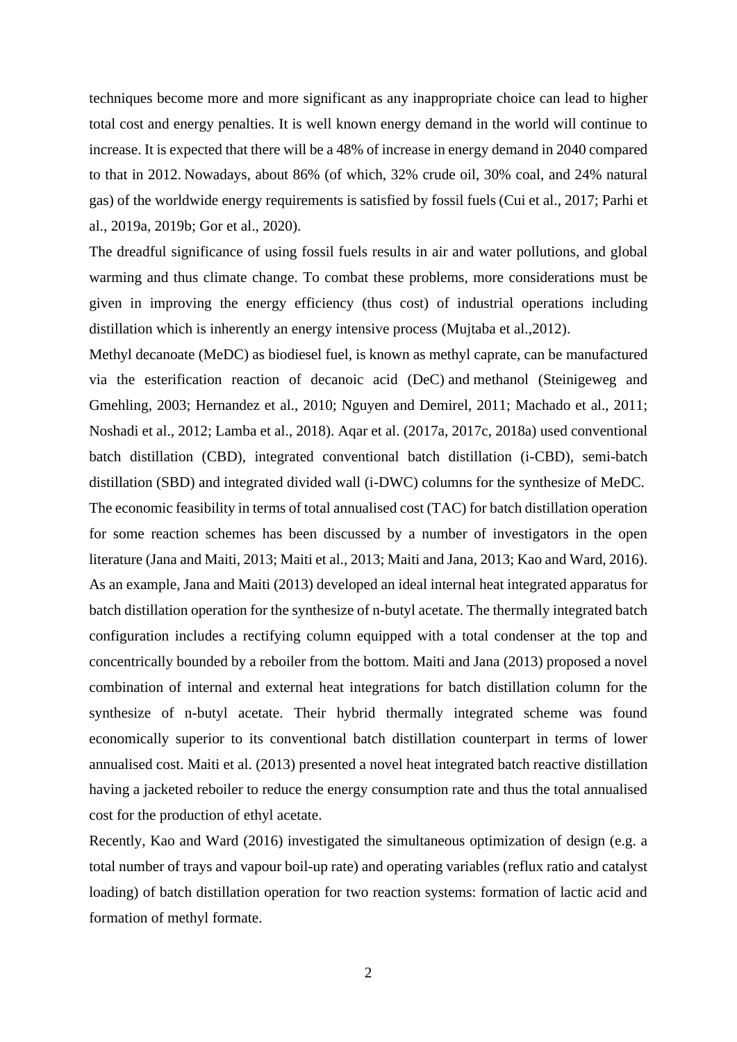techniques become more and more significant as any inappropriate choice can lead to higher total cost and energy penalties. It is well known energy demand in the world will continue to increase. It is expected that there will be a 48% of increase in energy demand in 2040 compared to that in 2012. Nowadays, about 86% (of which, 32% crude oil, 30% coal, and 24% natural gas) of the worldwide energy requirements is satisfied by fossil fuels (Cui et al., 2017; Parhi et al., 2019a, 2019b; Gor et al., 2020).

The dreadful significance of using fossil fuels results in air and water pollutions, and global warming and thus climate change. To combat these problems, more considerations must be given in improving the energy efficiency (thus cost) of industrial operations including distillation which is inherently an energy intensive process (Mujtaba et al.,2012).

Methyl decanoate (MeDC) as biodiesel fuel, is known as methyl caprate, can be manufactured via the esterification reaction of decanoic acid (DeC) and methanol (Steinigeweg and Gmehling, 2003; Hernandez et al., 2010; Nguyen and Demirel, 2011; Machado et al., 2011; Noshadi et al., 2012; Lamba et al., 2018). Aqar et al. (2017a, 2017c, 2018a) used conventional batch distillation (CBD), integrated conventional batch distillation (i-CBD), semi-batch distillation (SBD) and integrated divided wall (i-DWC) columns for the synthesize of MeDC.

The economic feasibility in terms of total annualised cost (TAC) for batch distillation operation for some reaction schemes has been discussed by a number of investigators in the open literature (Jana and Maiti, 2013; Maiti et al., 2013; Maiti and Jana, 2013; Kao and Ward, 2016). As an example, Jana and Maiti (2013) developed an ideal internal heat integrated apparatus for batch distillation operation for the synthesize of n-butyl acetate. The thermally integrated batch configuration includes a rectifying column equipped with a total condenser at the top and concentrically bounded by a reboiler from the bottom. Maiti and Jana (2013) proposed a novel combination of internal and external heat integrations for batch distillation column for the synthesize of n-butyl acetate. Their hybrid thermally integrated scheme was found economically superior to its conventional batch distillation counterpart in terms of lower annualised cost. Maiti et al. (2013) presented a novel heat integrated batch reactive distillation having a jacketed reboiler to reduce the energy consumption rate and thus the total annualised cost for the production of ethyl acetate.

Recently, Kao and Ward (2016) investigated the simultaneous optimization of design (e.g. a total number of trays and vapour boil-up rate) and operating variables (reflux ratio and catalyst loading) of batch distillation operation for two reaction systems: formation of lactic acid and formation of methyl formate.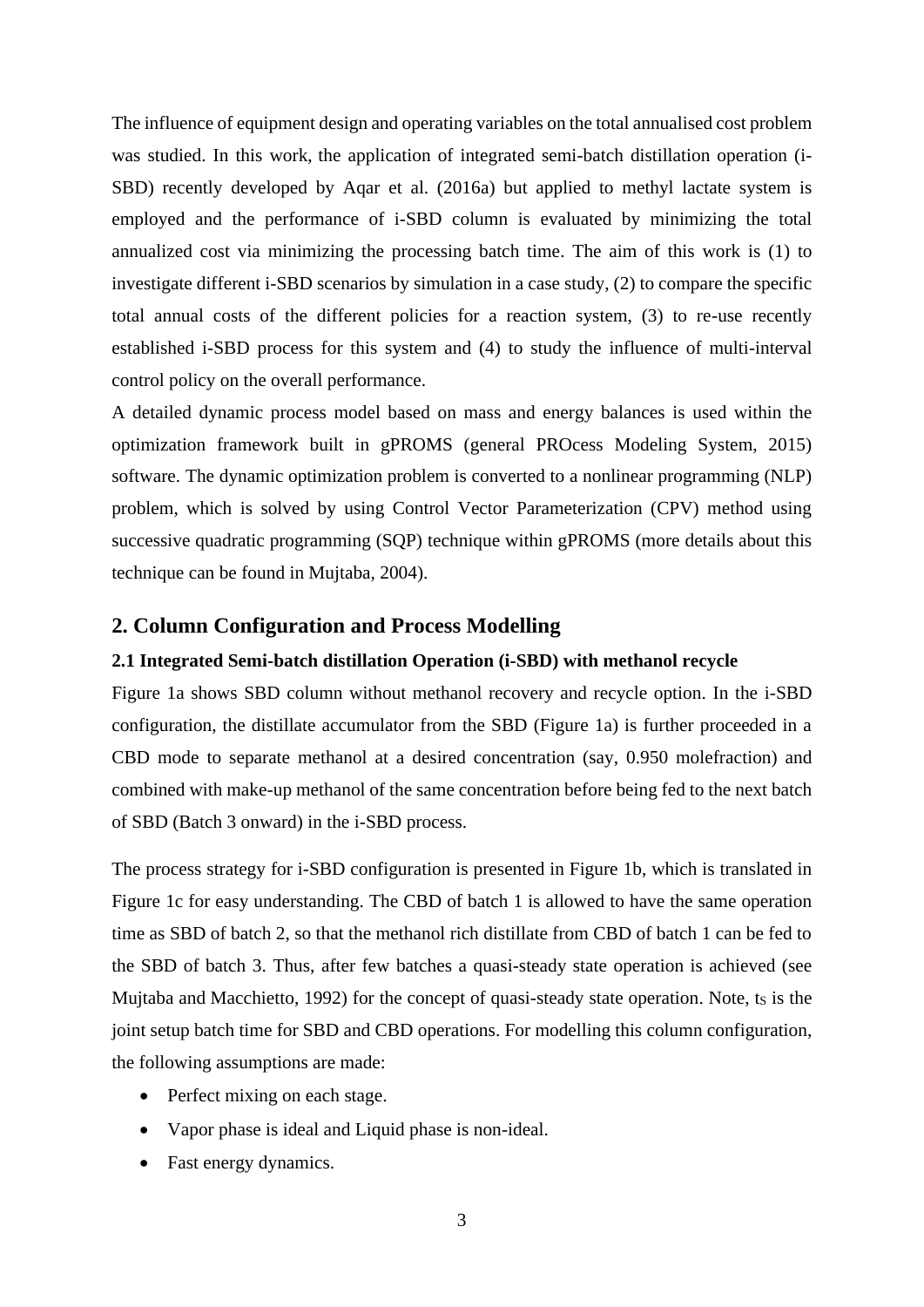The influence of equipment design and operating variables on the total annualised cost problem was studied. In this work, the application of integrated semi-batch distillation operation (i-SBD) recently developed by Aqar et al. (2016a) but applied to methyl lactate system is employed and the performance of i-SBD column is evaluated by minimizing the total annualized cost via minimizing the processing batch time. The aim of this work is (1) to investigate different i-SBD scenarios by simulation in a case study, (2) to compare the specific total annual costs of the different policies for a reaction system, (3) to re-use recently established i-SBD process for this system and (4) to study the influence of multi-interval control policy on the overall performance.

A detailed dynamic process model based on mass and energy balances is used within the optimization framework built in gPROMS (general PROcess Modeling System, 2015) software. The dynamic optimization problem is converted to a nonlinear programming (NLP) problem, which is solved by using Control Vector Parameterization (CPV) method using successive quadratic programming (SQP) technique within gPROMS (more details about this technique can be found in Mujtaba, 2004).

## 2. Column Configuration and Process Modelling

### 2.1 Integrated Semi-batch distillation Operation (i-SBD) with methanol recycle

Figure 1a shows SBD column without methanol recovery and recycle option. In the i-SBD configuration, the distillate accumulator from the SBD (Figure 1a) is further proceeded in a CBD mode to separate methanol at a desired concentration (say, 0.950 molefraction) and combined with make-up methanol of the same concentration before being fed to the next batch of SBD (Batch 3 onward) in the i-SBD process.

The process strategy for i-SBD configuration is presented in Figure 1b, which is translated in Figure 1c for easy understanding. The CBD of batch 1 is allowed to have the same operation time as SBD of batch 2, so that the methanol rich distillate from CBD of batch 1 can be fed to the SBD of batch 3. Thus, after few batches a quasi-steady state operation is achieved (see Mujtaba and Macchietto, 1992) for the concept of quasi-steady state operation. Note, $t_S$ is the joint setup batch time for SBD and CBD operations. For modelling this column configuration, the following assumptions are made:

- Perfect mixing on each stage.
- Vapor phase is ideal and Liquid phase is non-ideal.
- Fast energy dynamics.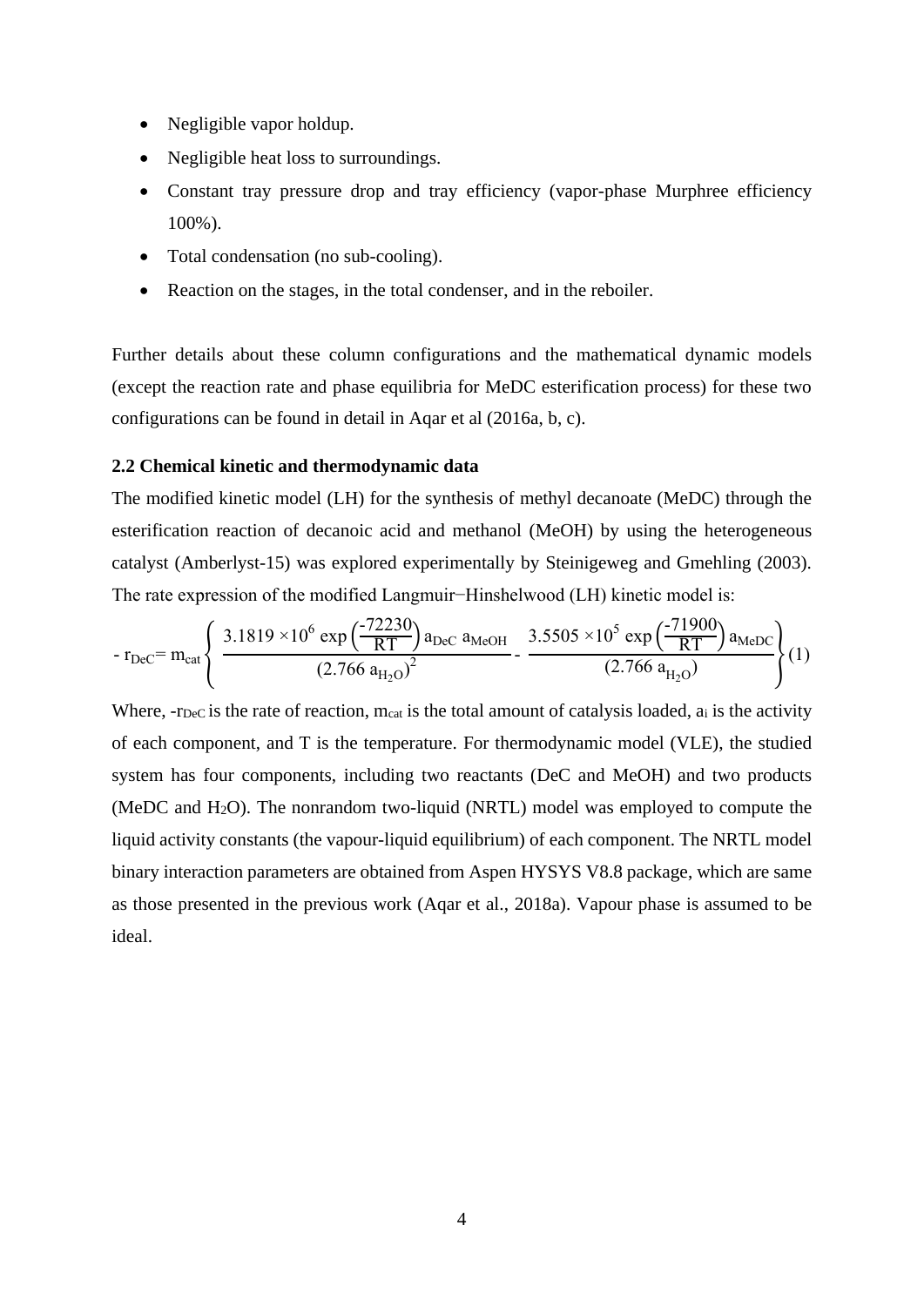- Negligible vapor holdup.
- Negligible heat loss to surroundings.
- Constant tray pressure drop and tray efficiency (vapor-phase Murphree efficiency 100%).
- Total condensation (no sub-cooling).
- Reaction on the stages, in the total condenser, and in the reboiler.

Further details about these column configurations and the mathematical dynamic models (except the reaction rate and phase equilibria for MeDC esterification process) for these two configurations can be found in detail in Aqar et al (2016a, b, c).

**2.2 Chemical kinetic and thermodynamic data**

The modified kinetic model (LH) for the synthesis of methyl decanoate (MeDC) through the esterification reaction of decanoic acid and methanol (MeOH) by using the heterogeneous catalyst (Amberlyst-15) was explored experimentally by Steinigeweg and Gmehling (2003). The rate expression of the modified Langmuir−Hinshelwood (LH) kinetic model is:

$$- r_{DeC} = m_{cat} \left\{ \frac{3.1819 \times 10^{6} \exp\left(\frac{-72230}{RT}\right) a_{DeC}\ a_{MeOH}}{(2.766\ a_{H_2O})^{2}} - \frac{3.5505 \times 10^{5} \exp\left(\frac{-71900}{RT}\right) a_{MeDC}}{(2.766\ a_{H_2O})} \right\} \quad (1)$$

Where, $-r_{DeC}$ is the rate of reaction, $m_{cat}$ is the total amount of catalysis loaded, $a_i$ is the activity of each component, and T is the temperature. For thermodynamic model (VLE), the studied system has four components, including two reactants (DeC and MeOH) and two products (MeDC and $H_2O$). The nonrandom two-liquid (NRTL) model was employed to compute the liquid activity constants (the vapour-liquid equilibrium) of each component. The NRTL model binary interaction parameters are obtained from Aspen HYSYS V8.8 package, which are same as those presented in the previous work (Aqar et al., 2018a). Vapour phase is assumed to be ideal.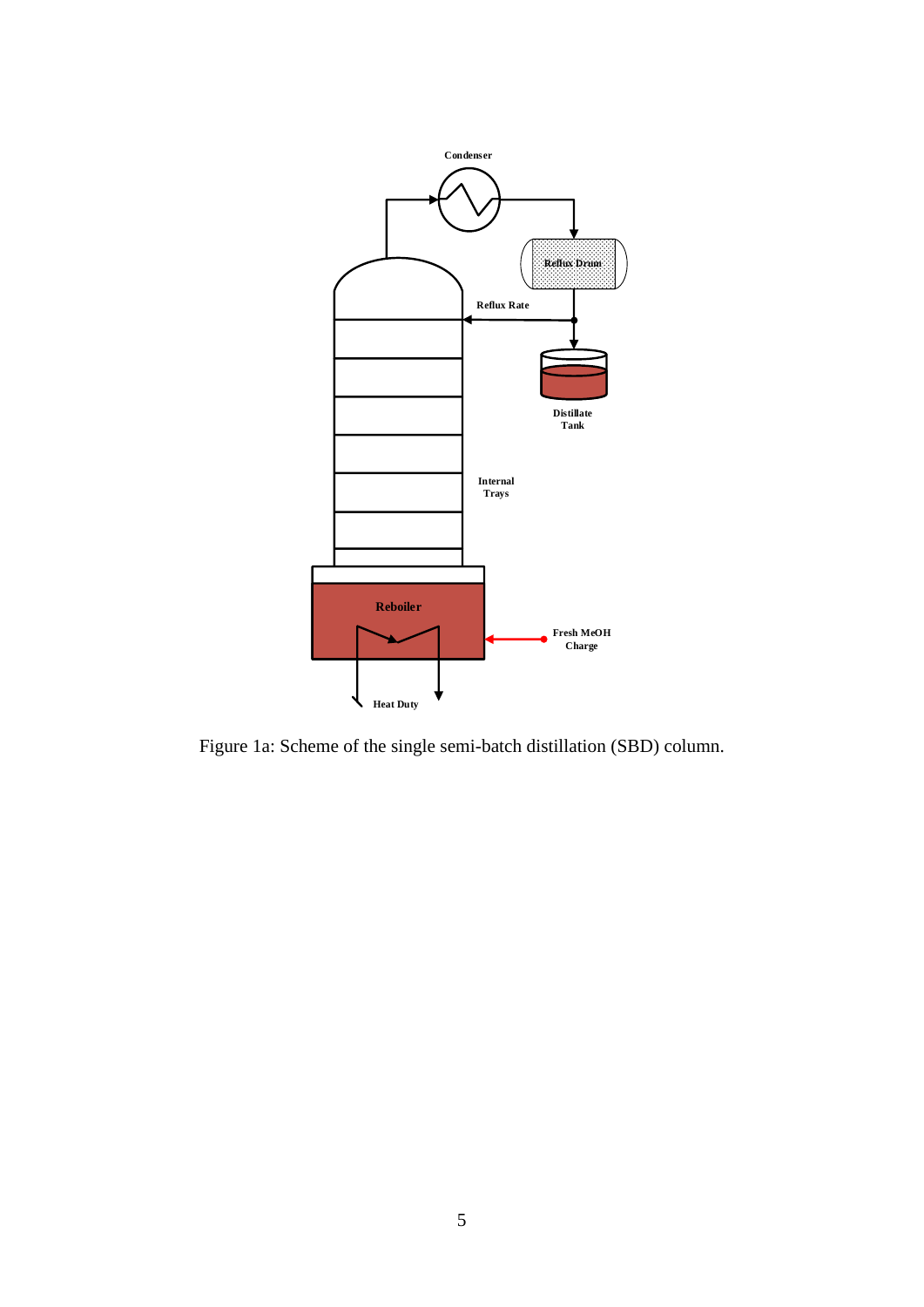Figure 1a: Scheme of the single semi-batch distillation (SBD) column.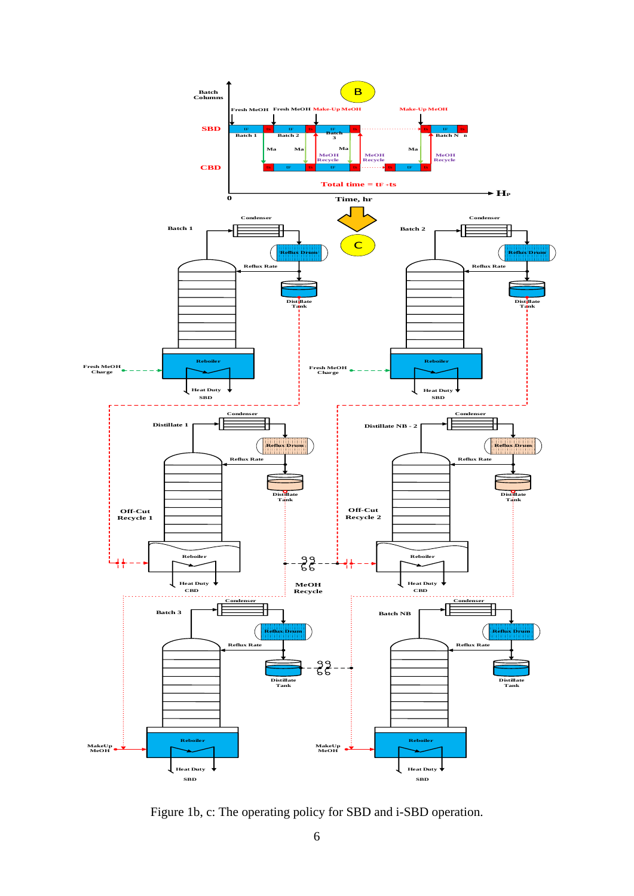Figure 1b, c: The operating policy for SBD and i-SBD operation.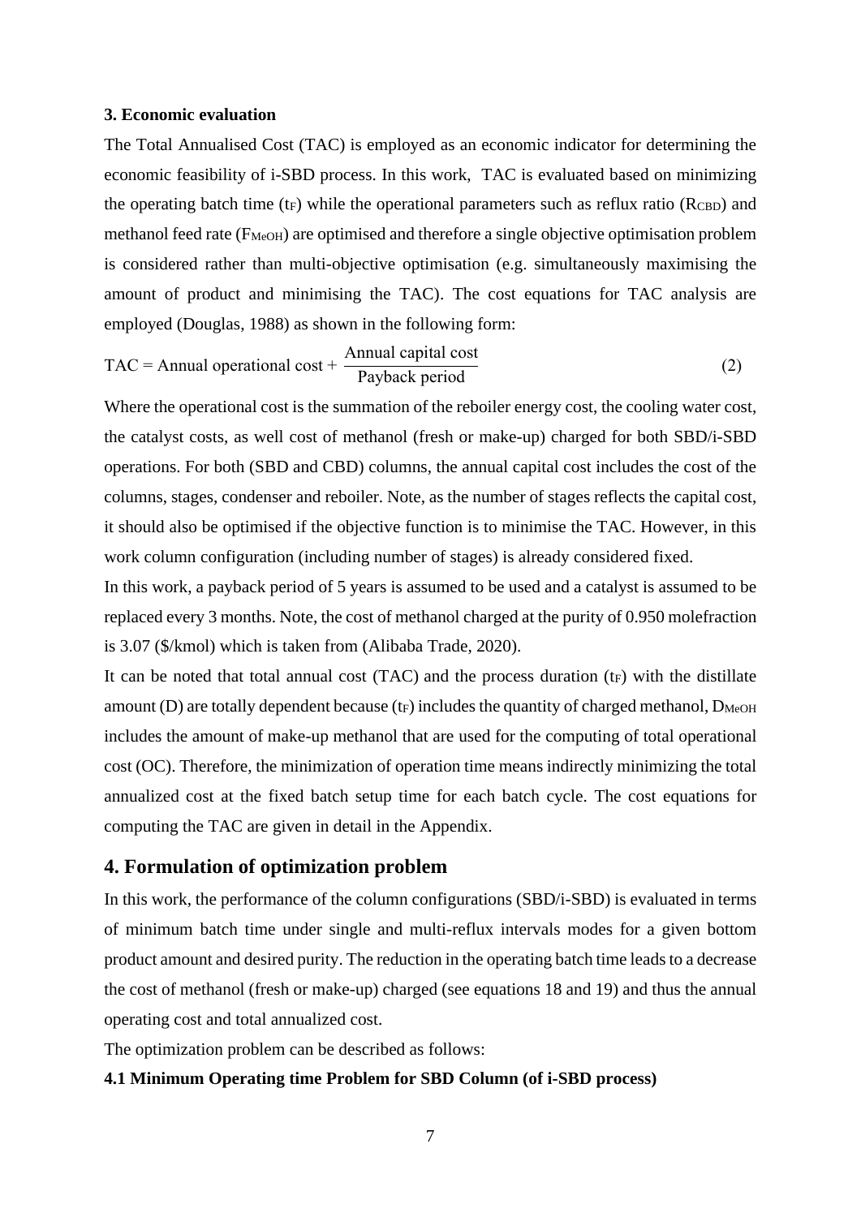### 3. Economic evaluation

The Total Annualised Cost (TAC) is employed as an economic indicator for determining the economic feasibility of i-SBD process. In this work, TAC is evaluated based on minimizing the operating batch time ($t_F$) while the operational parameters such as reflux ratio ($R_{CBD}$) and methanol feed rate ($F_{MeOH}$) are optimised and therefore a single objective optimisation problem is considered rather than multi-objective optimisation (e.g. simultaneously maximising the amount of product and minimising the TAC). The cost equations for TAC analysis are employed (Douglas, 1988) as shown in the following form:

$$\text{TAC} = \text{Annual operational cost} + \frac{\text{Annual capital cost}}{\text{Payback period}} \tag{2}$$

Where the operational cost is the summation of the reboiler energy cost, the cooling water cost, the catalyst costs, as well cost of methanol (fresh or make-up) charged for both SBD/i-SBD operations. For both (SBD and CBD) columns, the annual capital cost includes the cost of the columns, stages, condenser and reboiler. Note, as the number of stages reflects the capital cost, it should also be optimised if the objective function is to minimise the TAC. However, in this work column configuration (including number of stages) is already considered fixed.

In this work, a payback period of 5 years is assumed to be used and a catalyst is assumed to be replaced every 3 months. Note, the cost of methanol charged at the purity of 0.950 molefraction is 3.07 (\$/kmol) which is taken from (Alibaba Trade, 2020).

It can be noted that total annual cost (TAC) and the process duration ($t_F$) with the distillate amount (D) are totally dependent because ($t_F$) includes the quantity of charged methanol, $D_{MeOH}$ includes the amount of make-up methanol that are used for the computing of total operational cost (OC). Therefore, the minimization of operation time means indirectly minimizing the total annualized cost at the fixed batch setup time for each batch cycle. The cost equations for computing the TAC are given in detail in the Appendix.

## 4. Formulation of optimization problem

In this work, the performance of the column configurations (SBD/i-SBD) is evaluated in terms of minimum batch time under single and multi-reflux intervals modes for a given bottom product amount and desired purity. The reduction in the operating batch time leads to a decrease the cost of methanol (fresh or make-up) charged (see equations 18 and 19) and thus the annual operating cost and total annualized cost.

The optimization problem can be described as follows:

#### 4.1 Minimum Operating time Problem for SBD Column (of i-SBD process)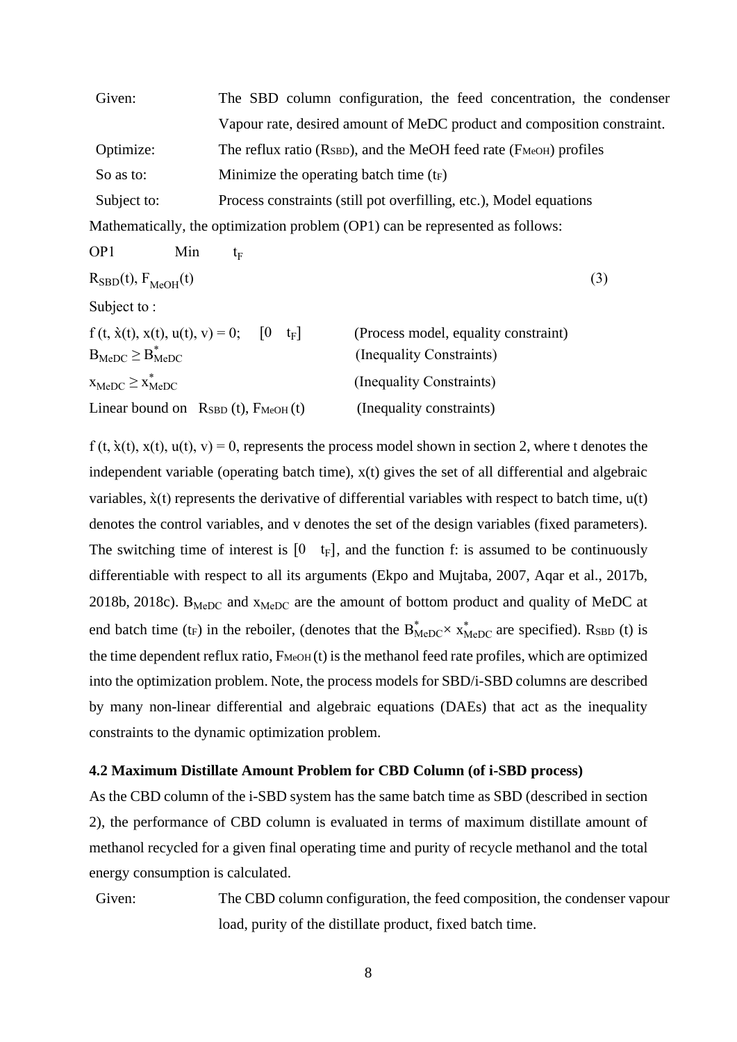Given: The SBD column configuration, the feed concentration, the condenser Vapour rate, desired amount of MeDC product and composition constraint.

Optimize: The reflux ratio ($R_{SBD}$), and the MeOH feed rate ($F_{MeOH}$) profiles

So as to: Minimize the operating batch time ($t_F$)

Subject to: Process constraints (still pot overfilling, etc.), Model equations

Mathematically, the optimization problem (OP1) can be represented as follows:

$$\text{OP1} \quad \underset{R_{SBD}(t),\, F_{MeOH}(t)}{\text{Min}} \quad t_F \tag{3}$$

Subject to :

$f(t, \dot{x}(t), x(t), u(t), v) = 0; \quad [0 \quad t_F]$ (Process model, equality constraint)

$B_{MeDC} \geq B^*_{MeDC}$ (Inequality Constraints)

$x_{MeDC} \geq x^*_{MeDC}$ (Inequality Constraints)

Linear bound on $R_{SBD}(t)$, $F_{MeOH}(t)$ (Inequality constraints)

$f(t, \dot{x}(t), x(t), u(t), v) = 0$, represents the process model shown in section 2, where t denotes the independent variable (operating batch time), $x(t)$ gives the set of all differential and algebraic variables, $\dot{x}(t)$ represents the derivative of differential variables with respect to batch time, $u(t)$ denotes the control variables, and v denotes the set of the design variables (fixed parameters). The switching time of interest is $[0 \quad t_F]$, and the function f: is assumed to be continuously differentiable with respect to all its arguments (Ekpo and Mujtaba, 2007, Aqar et al., 2017b, 2018b, 2018c). $B_{MeDC}$ and $x_{MeDC}$ are the amount of bottom product and quality of MeDC at end batch time ($t_F$) in the reboiler, (denotes that the $B^*_{MeDC} \times x^*_{MeDC}$ are specified). $R_{SBD}(t)$ is the time dependent reflux ratio, $F_{MeOH}(t)$ is the methanol feed rate profiles, which are optimized into the optimization problem. Note, the process models for SBD/i-SBD columns are described by many non-linear differential and algebraic equations (DAEs) that act as the inequality constraints to the dynamic optimization problem.

### 4.2 Maximum Distillate Amount Problem for CBD Column (of i-SBD process)

As the CBD column of the i-SBD system has the same batch time as SBD (described in section 2), the performance of CBD column is evaluated in terms of maximum distillate amount of methanol recycled for a given final operating time and purity of recycle methanol and the total energy consumption is calculated.

Given: The CBD column configuration, the feed composition, the condenser vapour load, purity of the distillate product, fixed batch time.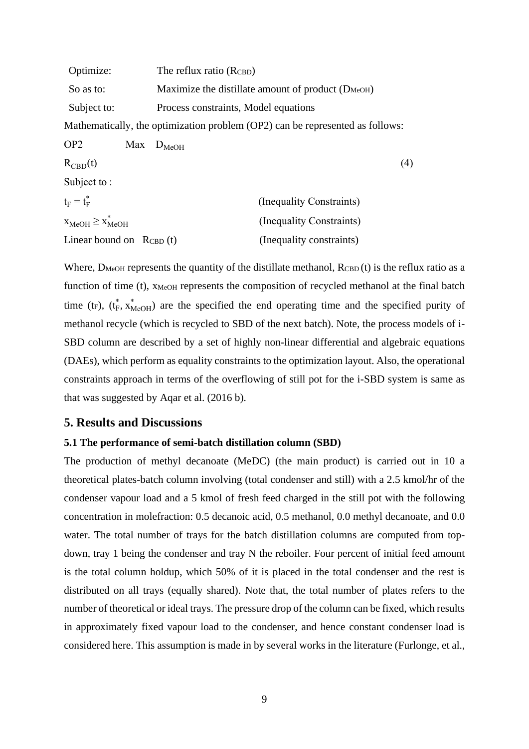Optimize: The reflux ratio ($R_{CBD}$)

So as to: Maximize the distillate amount of product ($D_{MeOH}$)

Subject to: Process constraints, Model equations

Mathematically, the optimization problem (OP2) can be represented as follows:

OP2 Max $D_{MeOH}$

$R_{CBD}(t)$ (4)

Subject to :

$t_F = t_F^*$ (Inequality Constraints)

$x_{MeOH} \geq x_{MeOH}^*$ (Inequality Constraints)

Linear bound on $R_{CBD}$ (t) (Inequality constraints)

Where, $D_{MeOH}$ represents the quantity of the distillate methanol, $R_{CBD}$ (t) is the reflux ratio as a function of time (t), $x_{MeOH}$ represents the composition of recycled methanol at the final batch time ($t_F$), ($t_F^*$, $x_{MeOH}^*$) are the specified the end operating time and the specified purity of methanol recycle (which is recycled to SBD of the next batch). Note, the process models of i-SBD column are described by a set of highly non-linear differential and algebraic equations (DAEs), which perform as equality constraints to the optimization layout. Also, the operational constraints approach in terms of the overflowing of still pot for the i-SBD system is same as that was suggested by Aqar et al. (2016 b).

## 5. Results and Discussions

### 5.1 The performance of semi-batch distillation column (SBD)

The production of methyl decanoate (MeDC) (the main product) is carried out in 10 a theoretical plates-batch column involving (total condenser and still) with a 2.5 kmol/hr of the condenser vapour load and a 5 kmol of fresh feed charged in the still pot with the following concentration in molefraction: 0.5 decanoic acid, 0.5 methanol, 0.0 methyl decanoate, and 0.0 water. The total number of trays for the batch distillation columns are computed from top-down, tray 1 being the condenser and tray N the reboiler. Four percent of initial feed amount is the total column holdup, which 50% of it is placed in the total condenser and the rest is distributed on all trays (equally shared). Note that, the total number of plates refers to the number of theoretical or ideal trays. The pressure drop of the column can be fixed, which results in approximately fixed vapour load to the condenser, and hence constant condenser load is considered here. This assumption is made in by several works in the literature (Furlonge, et al.,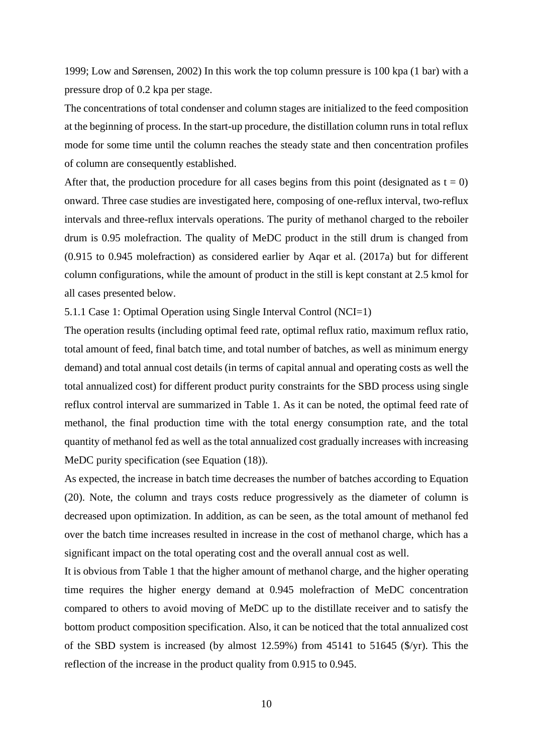1999; Low and Sørensen, 2002) In this work the top column pressure is 100 kpa (1 bar) with a pressure drop of 0.2 kpa per stage.

The concentrations of total condenser and column stages are initialized to the feed composition at the beginning of process. In the start-up procedure, the distillation column runs in total reflux mode for some time until the column reaches the steady state and then concentration profiles of column are consequently established.

After that, the production procedure for all cases begins from this point (designated as $t = 0$) onward. Three case studies are investigated here, composing of one-reflux interval, two-reflux intervals and three-reflux intervals operations. The purity of methanol charged to the reboiler drum is 0.95 molefraction. The quality of MeDC product in the still drum is changed from (0.915 to 0.945 molefraction) as considered earlier by Aqar et al. (2017a) but for different column configurations, while the amount of product in the still is kept constant at 2.5 kmol for all cases presented below.

### 5.1.1 Case 1: Optimal Operation using Single Interval Control (NCI=1)

The operation results (including optimal feed rate, optimal reflux ratio, maximum reflux ratio, total amount of feed, final batch time, and total number of batches, as well as minimum energy demand) and total annual cost details (in terms of capital annual and operating costs as well the total annualized cost) for different product purity constraints for the SBD process using single reflux control interval are summarized in Table 1. As it can be noted, the optimal feed rate of methanol, the final production time with the total energy consumption rate, and the total quantity of methanol fed as well as the total annualized cost gradually increases with increasing MeDC purity specification (see Equation (18)).

As expected, the increase in batch time decreases the number of batches according to Equation (20). Note, the column and trays costs reduce progressively as the diameter of column is decreased upon optimization. In addition, as can be seen, as the total amount of methanol fed over the batch time increases resulted in increase in the cost of methanol charge, which has a significant impact on the total operating cost and the overall annual cost as well.

It is obvious from Table 1 that the higher amount of methanol charge, and the higher operating time requires the higher energy demand at 0.945 molefraction of MeDC concentration compared to others to avoid moving of MeDC up to the distillate receiver and to satisfy the bottom product composition specification. Also, it can be noticed that the total annualized cost of the SBD system is increased (by almost 12.59%) from 45141 to 51645 ($/yr). This the reflection of the increase in the product quality from 0.915 to 0.945.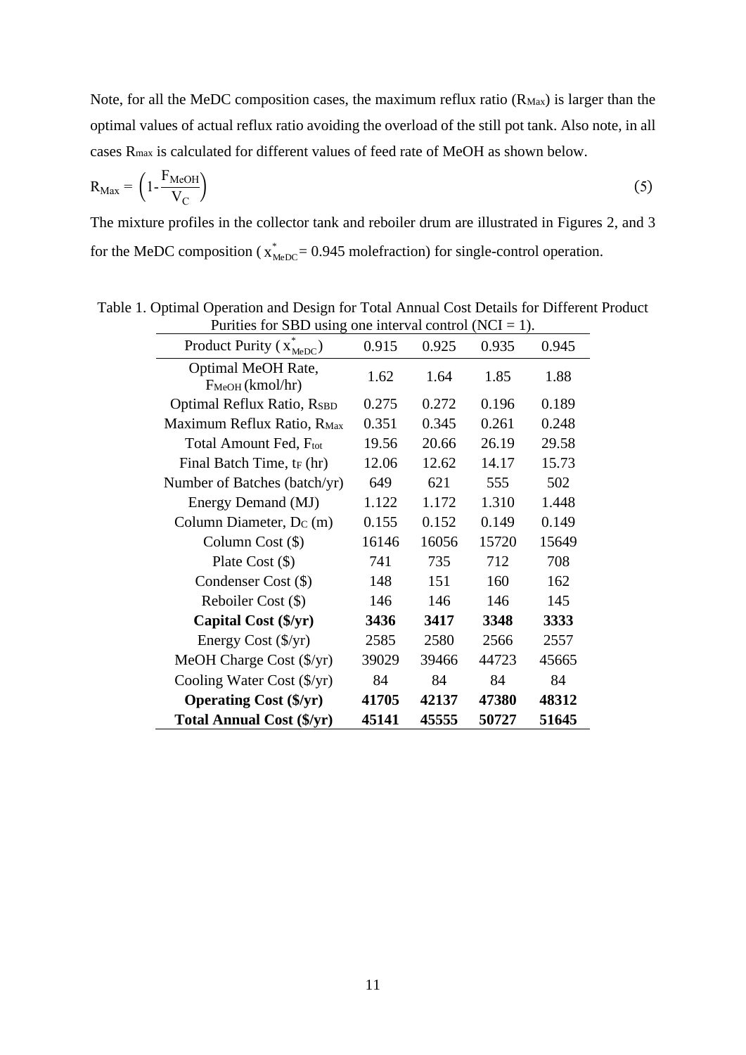Note, for all the MeDC composition cases, the maximum reflux ratio ($R_{Max}$) is larger than the optimal values of actual reflux ratio avoiding the overload of the still pot tank. Also note, in all cases $R_{max}$ is calculated for different values of feed rate of MeOH as shown below.

$$R_{Max} = \left(1 - \frac{F_{MeOH}}{V_C}\right) \tag{5}$$

The mixture profiles in the collector tank and reboiler drum are illustrated in Figures 2, and 3 for the MeDC composition ( $x^*_{MeDC}$= 0.945 molefraction) for single-control operation.

Table 1. Optimal Operation and Design for Total Annual Cost Details for Different Product Purities for SBD using one interval control (NCI = 1).

| Product Purity ( $x^*_{MeDC}$) | 0.915 | 0.925 | 0.935 | 0.945 |
|---|---|---|---|---|
| Optimal MeOH Rate, $F_{MeOH}$ (kmol/hr) | 1.62 | 1.64 | 1.85 | 1.88 |
| Optimal Reflux Ratio, $R_{SBD}$ | 0.275 | 0.272 | 0.196 | 0.189 |
| Maximum Reflux Ratio, $R_{Max}$ | 0.351 | 0.345 | 0.261 | 0.248 |
| Total Amount Fed, $F_{tot}$ | 19.56 | 20.66 | 26.19 | 29.58 |
| Final Batch Time, $t_F$ (hr) | 12.06 | 12.62 | 14.17 | 15.73 |
| Number of Batches (batch/yr) | 649 | 621 | 555 | 502 |
| Energy Demand (MJ) | 1.122 | 1.172 | 1.310 | 1.448 |
| Column Diameter, $D_C$ (m) | 0.155 | 0.152 | 0.149 | 0.149 |
| Column Cost ($) | 16146 | 16056 | 15720 | 15649 |
| Plate Cost ($) | 741 | 735 | 712 | 708 |
| Condenser Cost ($) | 148 | 151 | 160 | 162 |
| Reboiler Cost ($) | 146 | 146 | 146 | 145 |
| **Capital Cost ($/yr)** | **3436** | **3417** | **3348** | **3333** |
| Energy Cost ($/yr) | 2585 | 2580 | 2566 | 2557 |
| MeOH Charge Cost ($/yr) | 39029 | 39466 | 44723 | 45665 |
| Cooling Water Cost ($/yr) | 84 | 84 | 84 | 84 |
| **Operating Cost ($/yr)** | **41705** | **42137** | **47380** | **48312** |
| **Total Annual Cost ($/yr)** | **45141** | **45555** | **50727** | **51645** |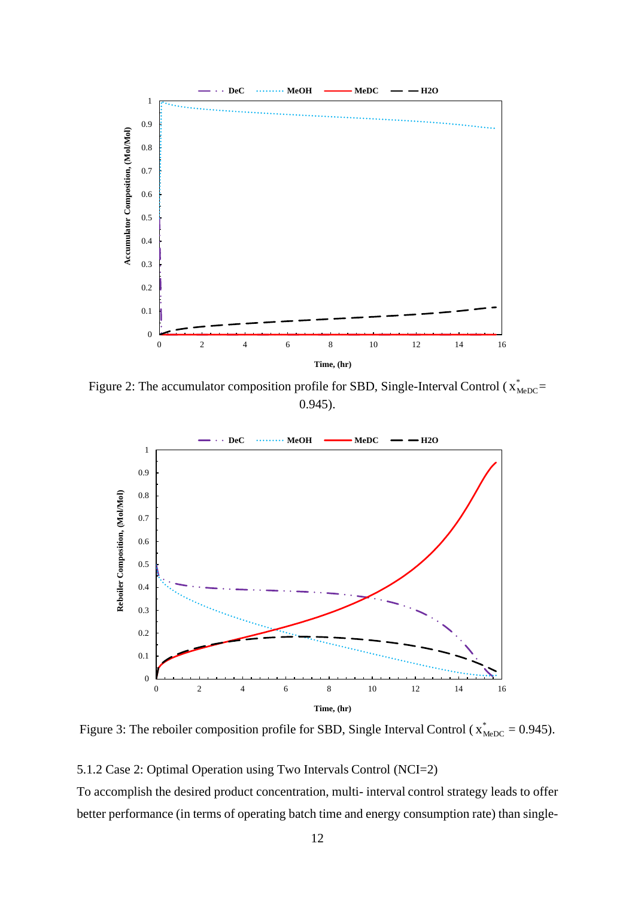Figure 2: The accumulator composition profile for SBD, Single-Interval Control ( $x^*_{MeDC}$ = 0.945).

Figure 3: The reboiler composition profile for SBD, Single Interval Control ( $x^*_{MeDC}$ = 0.945).

5.1.2 Case 2: Optimal Operation using Two Intervals Control (NCI=2)

To accomplish the desired product concentration, multi- interval control strategy leads to offer better performance (in terms of operating batch time and energy consumption rate) than single-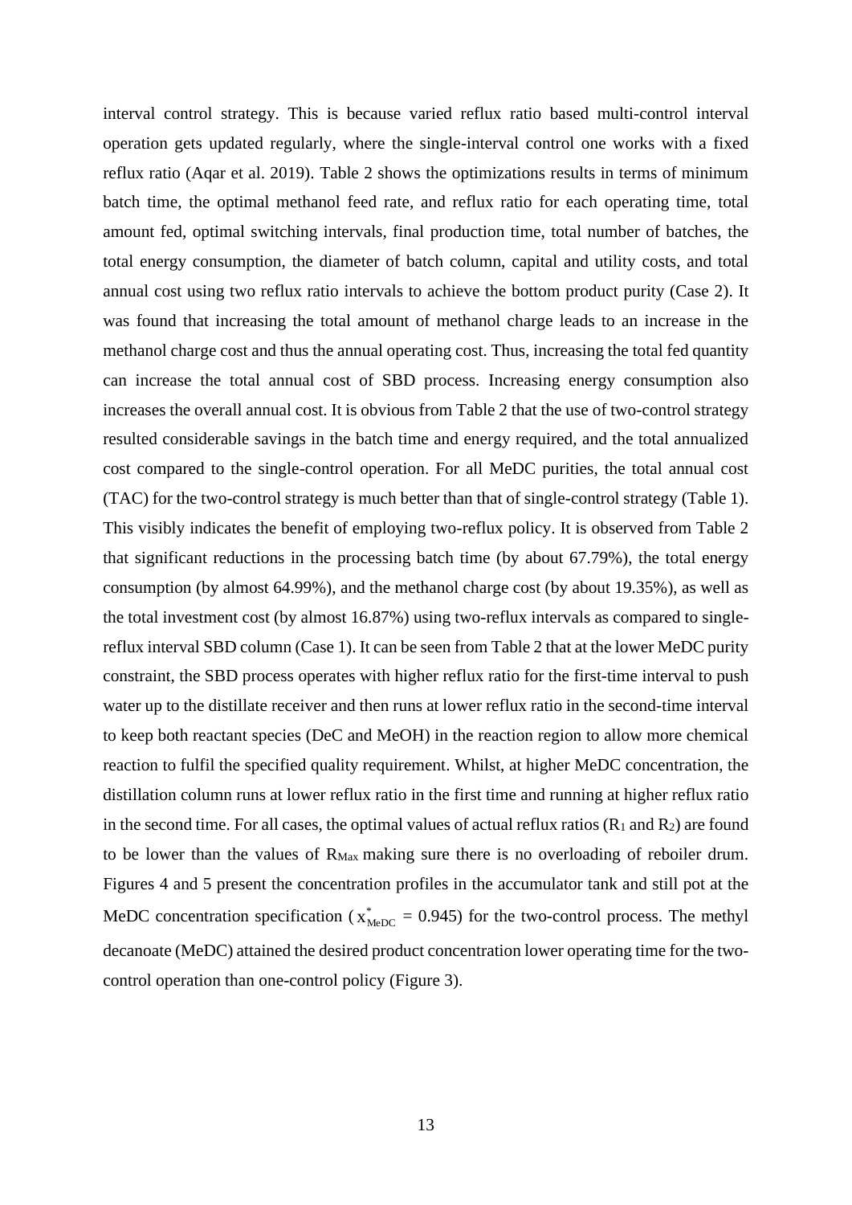interval control strategy. This is because varied reflux ratio based multi-control interval operation gets updated regularly, where the single-interval control one works with a fixed reflux ratio (Aqar et al. 2019). Table 2 shows the optimizations results in terms of minimum batch time, the optimal methanol feed rate, and reflux ratio for each operating time, total amount fed, optimal switching intervals, final production time, total number of batches, the total energy consumption, the diameter of batch column, capital and utility costs, and total annual cost using two reflux ratio intervals to achieve the bottom product purity (Case 2). It was found that increasing the total amount of methanol charge leads to an increase in the methanol charge cost and thus the annual operating cost. Thus, increasing the total fed quantity can increase the total annual cost of SBD process. Increasing energy consumption also increases the overall annual cost. It is obvious from Table 2 that the use of two-control strategy resulted considerable savings in the batch time and energy required, and the total annualized cost compared to the single-control operation. For all MeDC purities, the total annual cost (TAC) for the two-control strategy is much better than that of single-control strategy (Table 1). This visibly indicates the benefit of employing two-reflux policy. It is observed from Table 2 that significant reductions in the processing batch time (by about 67.79%), the total energy consumption (by almost 64.99%), and the methanol charge cost (by about 19.35%), as well as the total investment cost (by almost 16.87%) using two-reflux intervals as compared to single-reflux interval SBD column (Case 1). It can be seen from Table 2 that at the lower MeDC purity constraint, the SBD process operates with higher reflux ratio for the first-time interval to push water up to the distillate receiver and then runs at lower reflux ratio in the second-time interval to keep both reactant species (DeC and MeOH) in the reaction region to allow more chemical reaction to fulfil the specified quality requirement. Whilst, at higher MeDC concentration, the distillation column runs at lower reflux ratio in the first time and running at higher reflux ratio in the second time. For all cases, the optimal values of actual reflux ratios ($R_1$ and $R_2$) are found to be lower than the values of $R_{Max}$ making sure there is no overloading of reboiler drum. Figures 4 and 5 present the concentration profiles in the accumulator tank and still pot at the MeDC concentration specification ($x^*_{MeDC}$ = 0.945) for the two-control process. The methyl decanoate (MeDC) attained the desired product concentration lower operating time for the two-control operation than one-control policy (Figure 3).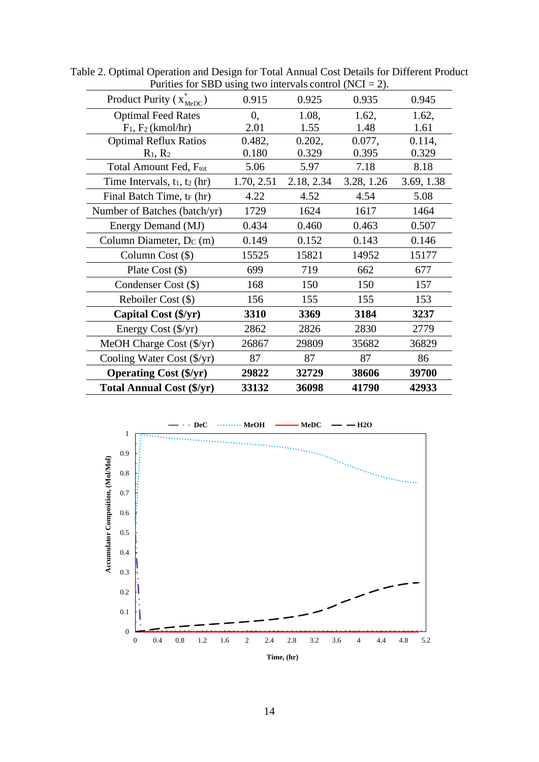Table 2. Optimal Operation and Design for Total Annual Cost Details for Different Product Purities for SBD using two intervals control (NCI = 2).

| Product Purity ( $x^*_{MeDC}$ ) | 0.915 | 0.925 | 0.935 | 0.945 |
|---|---|---|---|---|
| Optimal Feed Rates $F_1$, $F_2$ (kmol/hr) | 0, 2.01 | 1.08, 1.55 | 1.62, 1.48 | 1.62, 1.61 |
| Optimal Reflux Ratios $R_1$, $R_2$ | 0.482, 0.180 | 0.202, 0.329 | 0.077, 0.395 | 0.114, 0.329 |
| Total Amount Fed, $F_{tot}$ | 5.06 | 5.97 | 7.18 | 8.18 |
| Time Intervals, $t_1$, $t_2$ (hr) | 1.70, 2.51 | 2.18, 2.34 | 3.28, 1.26 | 3.69, 1.38 |
| Final Batch Time, $t_F$ (hr) | 4.22 | 4.52 | 4.54 | 5.08 |
| Number of Batches (batch/yr) | 1729 | 1624 | 1617 | 1464 |
| Energy Demand (MJ) | 0.434 | 0.460 | 0.463 | 0.507 |
| Column Diameter, $D_C$ (m) | 0.149 | 0.152 | 0.143 | 0.146 |
| Column Cost ($) | 15525 | 15821 | 14952 | 15177 |
| Plate Cost ($) | 699 | 719 | 662 | 677 |
| Condenser Cost ($) | 168 | 150 | 150 | 157 |
| Reboiler Cost ($) | 156 | 155 | 155 | 153 |
| **Capital Cost ($/yr)** | **3310** | **3369** | **3184** | **3237** |
| Energy Cost ($/yr) | 2862 | 2826 | 2830 | 2779 |
| MeOH Charge Cost ($/yr) | 26867 | 29809 | 35682 | 36829 |
| Cooling Water Cost ($/yr) | 87 | 87 | 87 | 86 |
| **Operating Cost ($/yr)** | **29822** | **32729** | **38606** | **39700** |
| **Total Annual Cost ($/yr)** | **33132** | **36098** | **41790** | **42933** |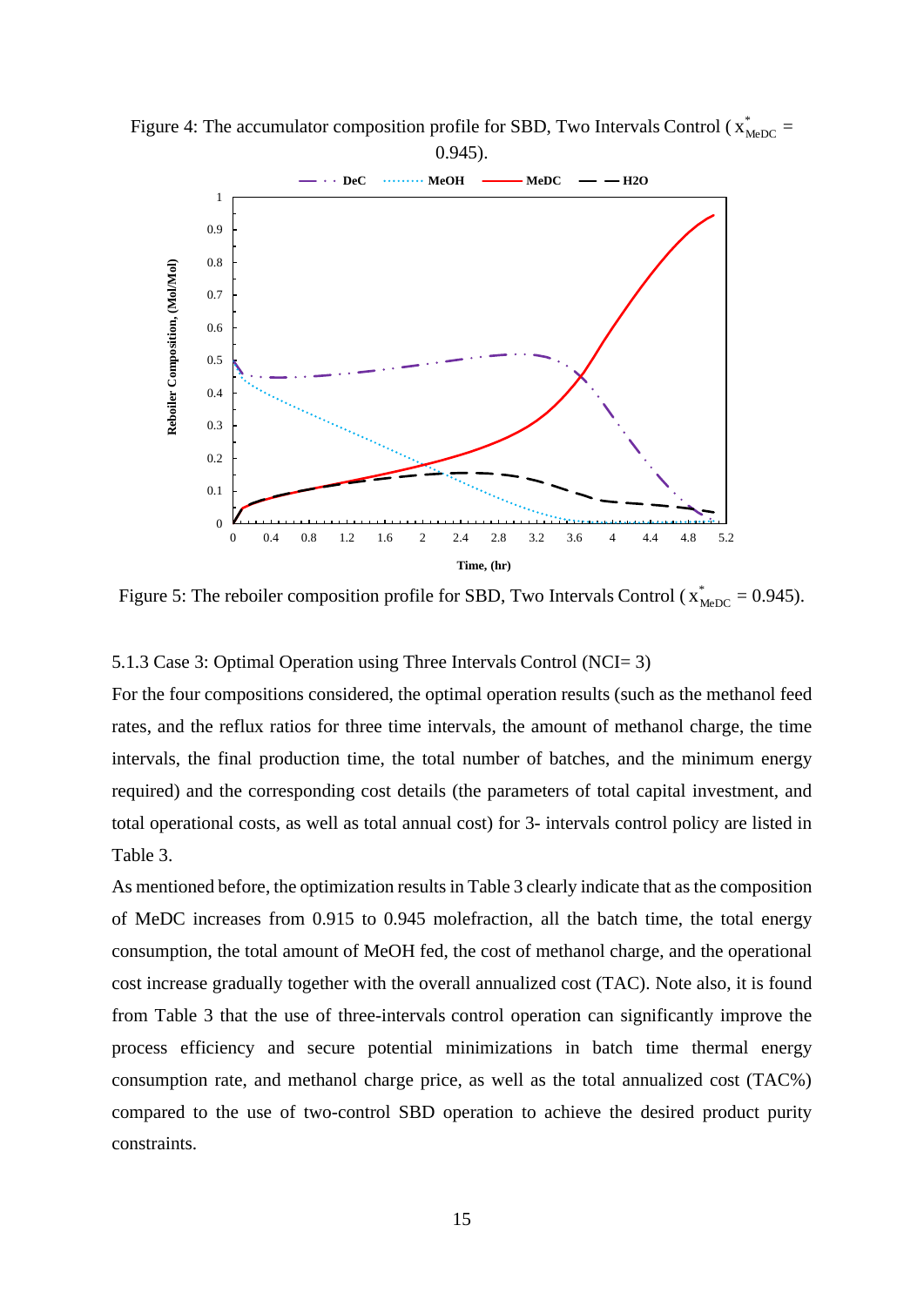Figure 4: The accumulator composition profile for SBD, Two Intervals Control ( $x^*_{MeDC}$ = 0.945).

Figure 5: The reboiler composition profile for SBD, Two Intervals Control ( $x^*_{MeDC}$ = 0.945).

5.1.3 Case 3: Optimal Operation using Three Intervals Control (NCI= 3)

For the four compositions considered, the optimal operation results (such as the methanol feed rates, and the reflux ratios for three time intervals, the amount of methanol charge, the time intervals, the final production time, the total number of batches, and the minimum energy required) and the corresponding cost details (the parameters of total capital investment, and total operational costs, as well as total annual cost) for 3- intervals control policy are listed in Table 3.

As mentioned before, the optimization results in Table 3 clearly indicate that as the composition of MeDC increases from 0.915 to 0.945 molefraction, all the batch time, the total energy consumption, the total amount of MeOH fed, the cost of methanol charge, and the operational cost increase gradually together with the overall annualized cost (TAC). Note also, it is found from Table 3 that the use of three-intervals control operation can significantly improve the process efficiency and secure potential minimizations in batch time thermal energy consumption rate, and methanol charge price, as well as the total annualized cost (TAC%) compared to the use of two-control SBD operation to achieve the desired product purity constraints.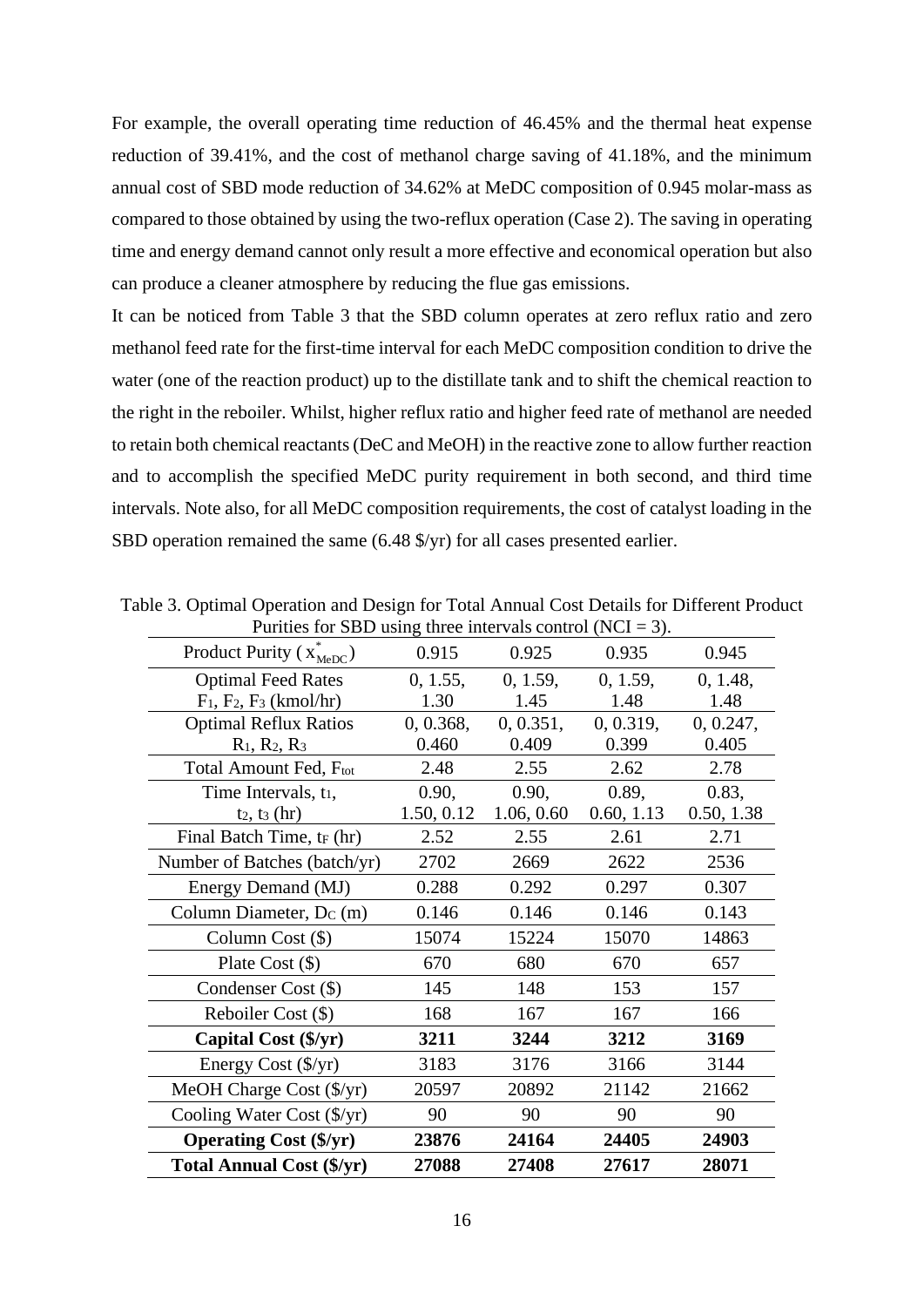For example, the overall operating time reduction of 46.45% and the thermal heat expense reduction of 39.41%, and the cost of methanol charge saving of 41.18%, and the minimum annual cost of SBD mode reduction of 34.62% at MeDC composition of 0.945 molar-mass as compared to those obtained by using the two-reflux operation (Case 2). The saving in operating time and energy demand cannot only result a more effective and economical operation but also can produce a cleaner atmosphere by reducing the flue gas emissions.

It can be noticed from Table 3 that the SBD column operates at zero reflux ratio and zero methanol feed rate for the first-time interval for each MeDC composition condition to drive the water (one of the reaction product) up to the distillate tank and to shift the chemical reaction to the right in the reboiler. Whilst, higher reflux ratio and higher feed rate of methanol are needed to retain both chemical reactants (DeC and MeOH) in the reactive zone to allow further reaction and to accomplish the specified MeDC purity requirement in both second, and third time intervals. Note also, for all MeDC composition requirements, the cost of catalyst loading in the SBD operation remained the same (6.48 $/yr) for all cases presented earlier.

Table 3. Optimal Operation and Design for Total Annual Cost Details for Different Product Purities for SBD using three intervals control (NCI = 3).

| Product Purity ( $x^*_{MeDC}$ ) | 0.915 | 0.925 | 0.935 | 0.945 |
|---|---|---|---|---|
| Optimal Feed Rates $F_1$, $F_2$, $F_3$ (kmol/hr) | 0, 1.55, 1.30 | 0, 1.59, 1.45 | 0, 1.59, 1.48 | 0, 1.48, 1.48 |
| Optimal Reflux Ratios $R_1$, $R_2$, $R_3$ | 0, 0.368, 0.460 | 0, 0.351, 0.409 | 0, 0.319, 0.399 | 0, 0.247, 0.405 |
| Total Amount Fed, $F_{tot}$ | 2.48 | 2.55 | 2.62 | 2.78 |
| Time Intervals, $t_1$, $t_2$, $t_3$ (hr) | 0.90, 1.50, 0.12 | 0.90, 1.06, 0.60 | 0.89, 0.60, 1.13 | 0.83, 0.50, 1.38 |
| Final Batch Time, $t_F$ (hr) | 2.52 | 2.55 | 2.61 | 2.71 |
| Number of Batches (batch/yr) | 2702 | 2669 | 2622 | 2536 |
| Energy Demand (MJ) | 0.288 | 0.292 | 0.297 | 0.307 |
| Column Diameter, $D_C$ (m) | 0.146 | 0.146 | 0.146 | 0.143 |
| Column Cost ($) | 15074 | 15224 | 15070 | 14863 |
| Plate Cost ($) | 670 | 680 | 670 | 657 |
| Condenser Cost ($) | 145 | 148 | 153 | 157 |
| Reboiler Cost ($) | 168 | 167 | 167 | 166 |
| **Capital Cost ($/yr)** | **3211** | **3244** | **3212** | **3169** |
| Energy Cost ($/yr) | 3183 | 3176 | 3166 | 3144 |
| MeOH Charge Cost ($/yr) | 20597 | 20892 | 21142 | 21662 |
| Cooling Water Cost ($/yr) | 90 | 90 | 90 | 90 |
| **Operating Cost ($/yr)** | **23876** | **24164** | **24405** | **24903** |
| **Total Annual Cost ($/yr)** | **27088** | **27408** | **27617** | **28071** |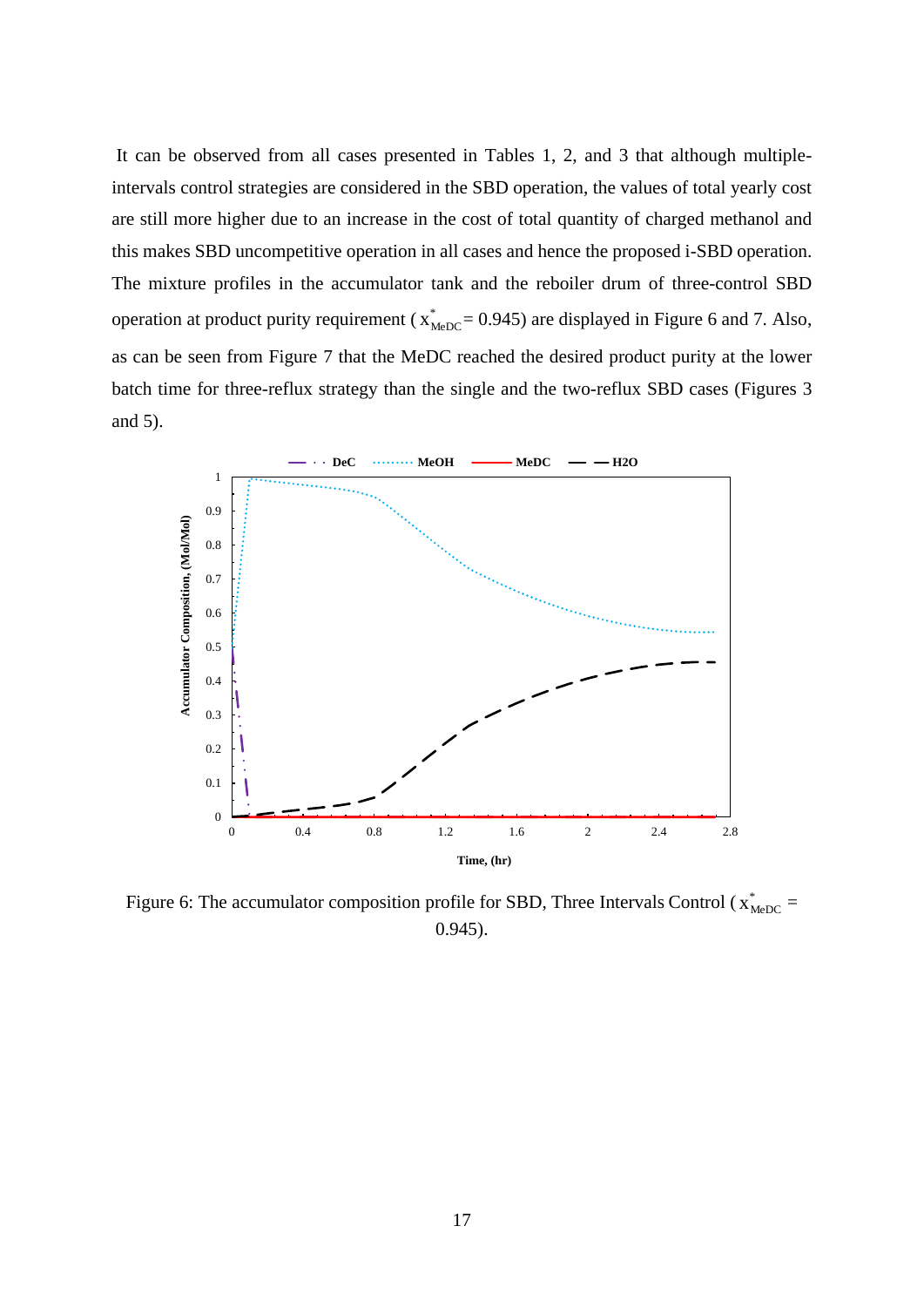It can be observed from all cases presented in Tables 1, 2, and 3 that although multiple-intervals control strategies are considered in the SBD operation, the values of total yearly cost are still more higher due to an increase in the cost of total quantity of charged methanol and this makes SBD uncompetitive operation in all cases and hence the proposed i-SBD operation. The mixture profiles in the accumulator tank and the reboiler drum of three-control SBD operation at product purity requirement ( $x^*_{MeDC} = 0.945$) are displayed in Figure 6 and 7. Also, as can be seen from Figure 7 that the MeDC reached the desired product purity at the lower batch time for three-reflux strategy than the single and the two-reflux SBD cases (Figures 3 and 5).

Figure 6: The accumulator composition profile for SBD, Three Intervals Control ( $x^*_{MeDC}$ = 0.945).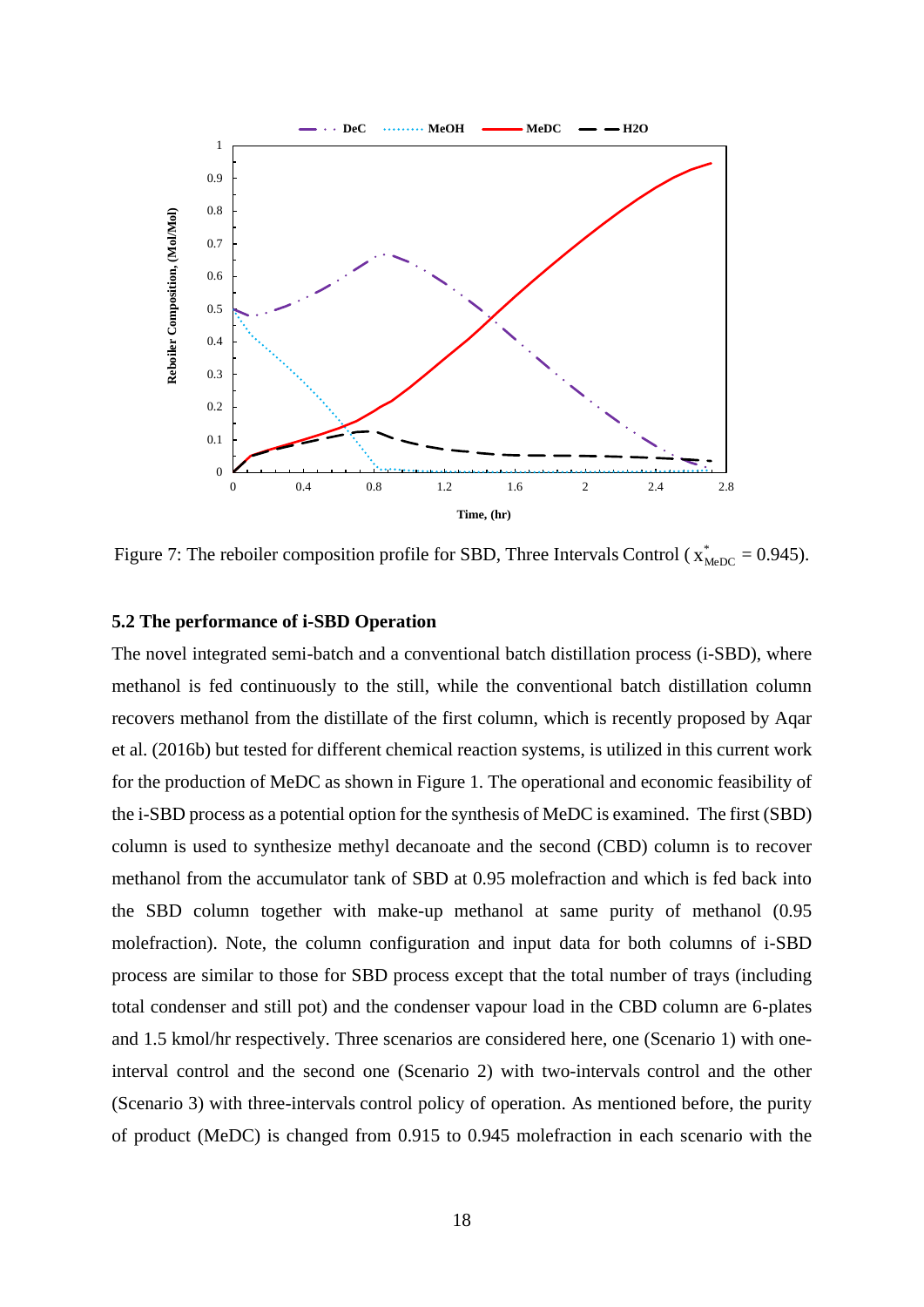Figure 7: The reboiler composition profile for SBD, Three Intervals Control ( $x^{*}_{MeDC}$ = 0.945).

### 5.2 The performance of i-SBD Operation

The novel integrated semi-batch and a conventional batch distillation process (i-SBD), where methanol is fed continuously to the still, while the conventional batch distillation column recovers methanol from the distillate of the first column, which is recently proposed by Aqar et al. (2016b) but tested for different chemical reaction systems, is utilized in this current work for the production of MeDC as shown in Figure 1. The operational and economic feasibility of the i-SBD process as a potential option for the synthesis of MeDC is examined. The first (SBD) column is used to synthesize methyl decanoate and the second (CBD) column is to recover methanol from the accumulator tank of SBD at 0.95 molefraction and which is fed back into the SBD column together with make-up methanol at same purity of methanol (0.95 molefraction). Note, the column configuration and input data for both columns of i-SBD process are similar to those for SBD process except that the total number of trays (including total condenser and still pot) and the condenser vapour load in the CBD column are 6-plates and 1.5 kmol/hr respectively. Three scenarios are considered here, one (Scenario 1) with one-interval control and the second one (Scenario 2) with two-intervals control and the other (Scenario 3) with three-intervals control policy of operation. As mentioned before, the purity of product (MeDC) is changed from 0.915 to 0.945 molefraction in each scenario with the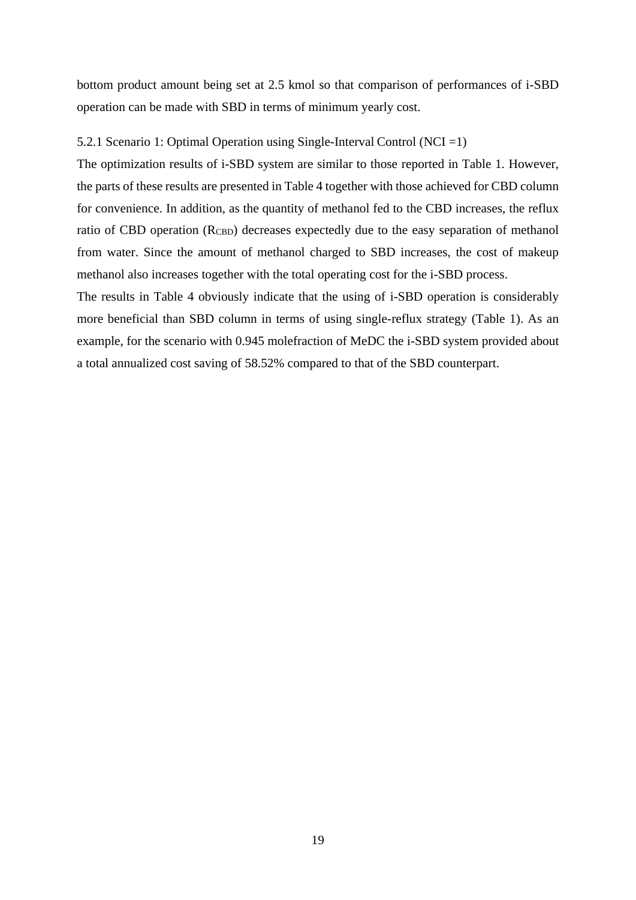bottom product amount being set at 2.5 kmol so that comparison of performances of i-SBD operation can be made with SBD in terms of minimum yearly cost.

### 5.2.1 Scenario 1: Optimal Operation using Single-Interval Control (NCI =1)

The optimization results of i-SBD system are similar to those reported in Table 1. However, the parts of these results are presented in Table 4 together with those achieved for CBD column for convenience. In addition, as the quantity of methanol fed to the CBD increases, the reflux ratio of CBD operation ($R_{CBD}$) decreases expectedly due to the easy separation of methanol from water. Since the amount of methanol charged to SBD increases, the cost of makeup methanol also increases together with the total operating cost for the i-SBD process.

The results in Table 4 obviously indicate that the using of i-SBD operation is considerably more beneficial than SBD column in terms of using single-reflux strategy (Table 1). As an example, for the scenario with 0.945 molefraction of MeDC the i-SBD system provided about a total annualized cost saving of 58.52% compared to that of the SBD counterpart.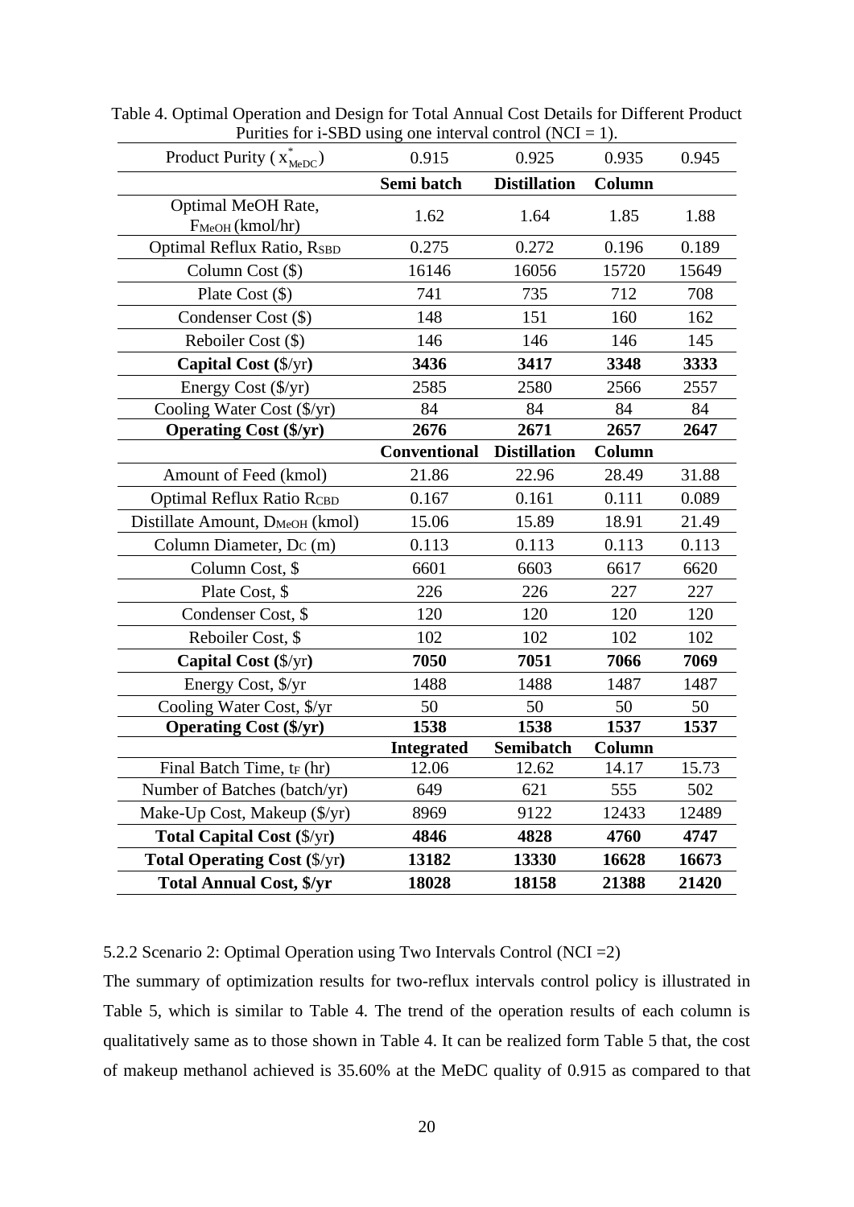Table 4. Optimal Operation and Design for Total Annual Cost Details for Different Product Purities for i-SBD using one interval control (NCI = 1).

| Product Purity ($x^*_{MeDC}$) | 0.915 | 0.925 | 0.935 | 0.945 |
|---|---|---|---|---|
| | **Semi batch** | **Distillation** | **Column** | |
| Optimal MeOH Rate, $F_{MeOH}$ (kmol/hr) | 1.62 | 1.64 | 1.85 | 1.88 |
| Optimal Reflux Ratio, $R_{SBD}$ | 0.275 | 0.272 | 0.196 | 0.189 |
| Column Cost ($) | 16146 | 16056 | 15720 | 15649 |
| Plate Cost ($) | 741 | 735 | 712 | 708 |
| Condenser Cost ($) | 148 | 151 | 160 | 162 |
| Reboiler Cost ($) | 146 | 146 | 146 | 145 |
| **Capital Cost ($/yr)** | **3436** | **3417** | **3348** | **3333** |
| Energy Cost ($/yr) | 2585 | 2580 | 2566 | 2557 |
| Cooling Water Cost ($/yr) | 84 | 84 | 84 | 84 |
| **Operating Cost ($/yr)** | **2676** | **2671** | **2657** | **2647** |
| | **Conventional** | **Distillation** | **Column** | |
| Amount of Feed (kmol) | 21.86 | 22.96 | 28.49 | 31.88 |
| Optimal Reflux Ratio $R_{CBD}$ | 0.167 | 0.161 | 0.111 | 0.089 |
| Distillate Amount, $D_{MeOH}$ (kmol) | 15.06 | 15.89 | 18.91 | 21.49 |
| Column Diameter, $D_C$ (m) | 0.113 | 0.113 | 0.113 | 0.113 |
| Column Cost, $ | 6601 | 6603 | 6617 | 6620 |
| Plate Cost, $ | 226 | 226 | 227 | 227 |
| Condenser Cost, $ | 120 | 120 | 120 | 120 |
| Reboiler Cost, $ | 102 | 102 | 102 | 102 |
| **Capital Cost ($/yr)** | **7050** | **7051** | **7066** | **7069** |
| Energy Cost, $/yr | 1488 | 1488 | 1487 | 1487 |
| Cooling Water Cost, $/yr | 50 | 50 | 50 | 50 |
| **Operating Cost ($/yr)** | **1538** | **1538** | **1537** | **1537** |
| | **Integrated** | **Semibatch** | **Column** | |
| Final Batch Time, $t_F$ (hr) | 12.06 | 12.62 | 14.17 | 15.73 |
| Number of Batches (batch/yr) | 649 | 621 | 555 | 502 |
| Make-Up Cost, Makeup ($/yr) | 8969 | 9122 | 12433 | 12489 |
| **Total Capital Cost ($/yr)** | **4846** | **4828** | **4760** | **4747** |
| **Total Operating Cost ($/yr)** | **13182** | **13330** | **16628** | **16673** |
| **Total Annual Cost, $/yr** | **18028** | **18158** | **21388** | **21420** |

5.2.2 Scenario 2: Optimal Operation using Two Intervals Control (NCI =2)

The summary of optimization results for two-reflux intervals control policy is illustrated in Table 5, which is similar to Table 4. The trend of the operation results of each column is qualitatively same as to those shown in Table 4. It can be realized form Table 5 that, the cost of makeup methanol achieved is 35.60% at the MeDC quality of 0.915 as compared to that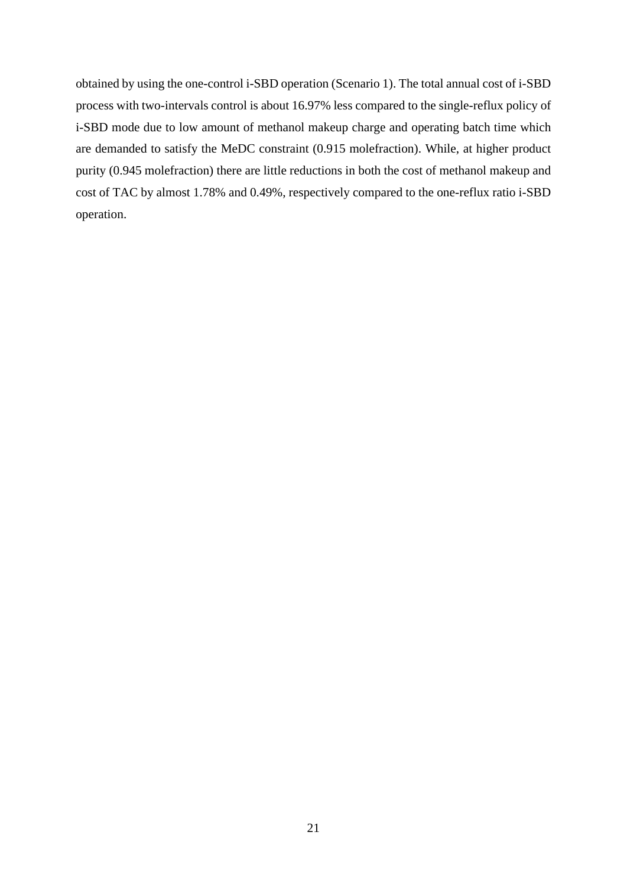obtained by using the one-control i-SBD operation (Scenario 1). The total annual cost of i-SBD process with two-intervals control is about 16.97% less compared to the single-reflux policy of i-SBD mode due to low amount of methanol makeup charge and operating batch time which are demanded to satisfy the MeDC constraint (0.915 molefraction). While, at higher product purity (0.945 molefraction) there are little reductions in both the cost of methanol makeup and cost of TAC by almost 1.78% and 0.49%, respectively compared to the one-reflux ratio i-SBD operation.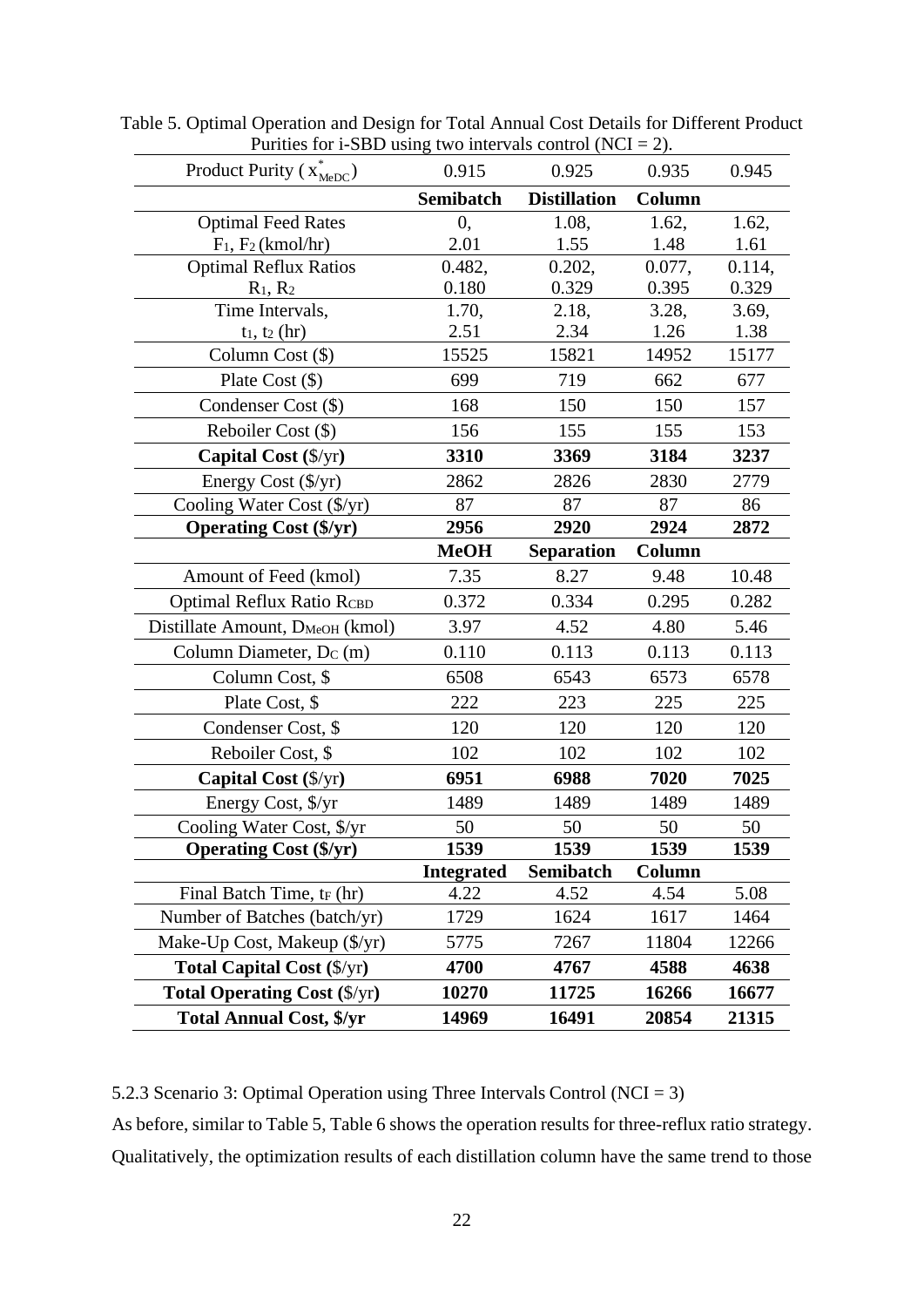Table 5. Optimal Operation and Design for Total Annual Cost Details for Different Product Purities for i-SBD using two intervals control (NCI = 2).

| Product Purity ($x^*_{MeDC}$) | 0.915 | 0.925 | 0.935 | 0.945 |
|---|---|---|---|---|
| | **Semibatch** | **Distillation** | **Column** | |
| Optimal Feed Rates $F_1$, $F_2$ (kmol/hr) | 0, 2.01 | 1.08, 1.55 | 1.62, 1.48 | 1.62, 1.61 |
| Optimal Reflux Ratios $R_1$, $R_2$ | 0.482, 0.180 | 0.202, 0.329 | 0.077, 0.395 | 0.114, 0.329 |
| Time Intervals, $t_1$, $t_2$ (hr) | 1.70, 2.51 | 2.18, 2.34 | 3.28, 1.26 | 3.69, 1.38 |
| Column Cost ($) | 15525 | 15821 | 14952 | 15177 |
| Plate Cost ($) | 699 | 719 | 662 | 677 |
| Condenser Cost ($) | 168 | 150 | 150 | 157 |
| Reboiler Cost ($) | 156 | 155 | 155 | 153 |
| **Capital Cost ($/yr)** | **3310** | **3369** | **3184** | **3237** |
| Energy Cost ($/yr) | 2862 | 2826 | 2830 | 2779 |
| Cooling Water Cost ($/yr) | 87 | 87 | 87 | 86 |
| **Operating Cost ($/yr)** | **2956** | **2920** | **2924** | **2872** |
| | **MeOH** | **Separation** | **Column** | |
| Amount of Feed (kmol) | 7.35 | 8.27 | 9.48 | 10.48 |
| Optimal Reflux Ratio $R_{CBD}$ | 0.372 | 0.334 | 0.295 | 0.282 |
| Distillate Amount, $D_{MeOH}$ (kmol) | 3.97 | 4.52 | 4.80 | 5.46 |
| Column Diameter, $D_C$ (m) | 0.110 | 0.113 | 0.113 | 0.113 |
| Column Cost, $ | 6508 | 6543 | 6573 | 6578 |
| Plate Cost, $ | 222 | 223 | 225 | 225 |
| Condenser Cost, $ | 120 | 120 | 120 | 120 |
| Reboiler Cost, $ | 102 | 102 | 102 | 102 |
| **Capital Cost ($/yr)** | **6951** | **6988** | **7020** | **7025** |
| Energy Cost, $/yr | 1489 | 1489 | 1489 | 1489 |
| Cooling Water Cost, $/yr | 50 | 50 | 50 | 50 |
| **Operating Cost ($/yr)** | **1539** | **1539** | **1539** | **1539** |
| | **Integrated** | **Semibatch** | **Column** | |
| Final Batch Time, $t_F$ (hr) | 4.22 | 4.52 | 4.54 | 5.08 |
| Number of Batches (batch/yr) | 1729 | 1624 | 1617 | 1464 |
| Make-Up Cost, Makeup ($/yr) | 5775 | 7267 | 11804 | 12266 |
| **Total Capital Cost ($/yr)** | **4700** | **4767** | **4588** | **4638** |
| **Total Operating Cost ($/yr)** | **10270** | **11725** | **16266** | **16677** |
| **Total Annual Cost, $/yr** | **14969** | **16491** | **20854** | **21315** |

5.2.3 Scenario 3: Optimal Operation using Three Intervals Control (NCI = 3)

As before, similar to Table 5, Table 6 shows the operation results for three-reflux ratio strategy. Qualitatively, the optimization results of each distillation column have the same trend to those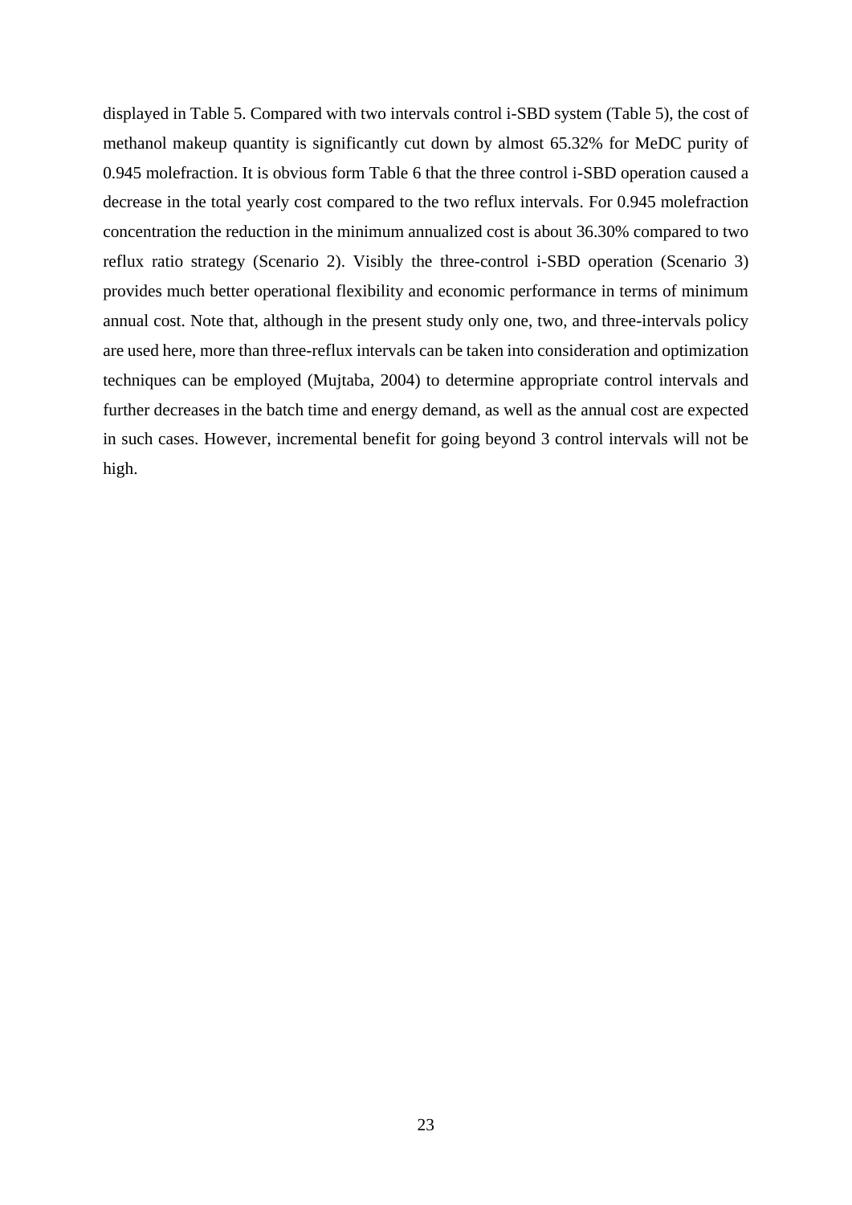displayed in Table 5. Compared with two intervals control i-SBD system (Table 5), the cost of methanol makeup quantity is significantly cut down by almost 65.32% for MeDC purity of 0.945 molefraction. It is obvious form Table 6 that the three control i-SBD operation caused a decrease in the total yearly cost compared to the two reflux intervals. For 0.945 molefraction concentration the reduction in the minimum annualized cost is about 36.30% compared to two reflux ratio strategy (Scenario 2). Visibly the three-control i-SBD operation (Scenario 3) provides much better operational flexibility and economic performance in terms of minimum annual cost. Note that, although in the present study only one, two, and three-intervals policy are used here, more than three-reflux intervals can be taken into consideration and optimization techniques can be employed (Mujtaba, 2004) to determine appropriate control intervals and further decreases in the batch time and energy demand, as well as the annual cost are expected in such cases. However, incremental benefit for going beyond 3 control intervals will not be high.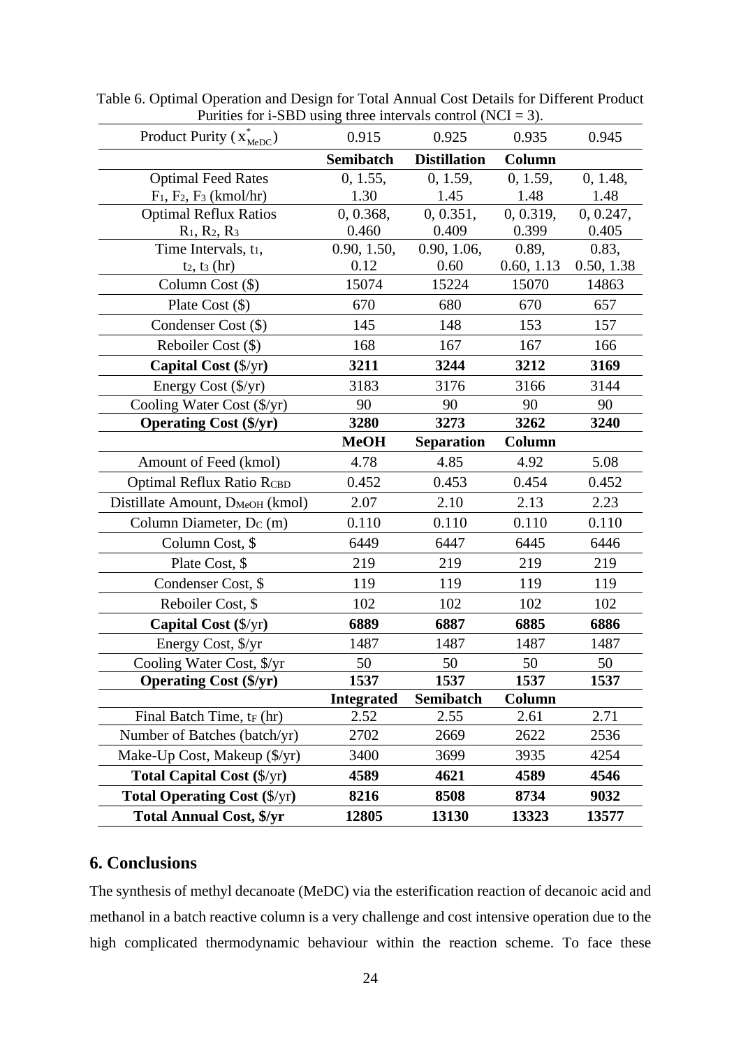Table 6. Optimal Operation and Design for Total Annual Cost Details for Different Product Purities for i-SBD using three intervals control (NCI = 3).

| Product Purity ($x^*_{MeDC}$) | 0.915 | 0.925 | 0.935 | 0.945 |
|---|---|---|---|---|
| | **Semibatch** | **Distillation** | **Column** | |
| Optimal Feed Rates $F_1$, $F_2$, $F_3$ (kmol/hr) | 0, 1.55, 1.30 | 0, 1.59, 1.45 | 0, 1.59, 1.48 | 0, 1.48, 1.48 |
| Optimal Reflux Ratios $R_1$, $R_2$, $R_3$ | 0, 0.368, 0.460 | 0, 0.351, 0.409 | 0, 0.319, 0.399 | 0, 0.247, 0.405 |
| Time Intervals, $t_1$, $t_2$, $t_3$ (hr) | 0.90, 1.50, 0.12 | 0.90, 1.06, 0.60 | 0.89, 0.60, 1.13 | 0.83, 0.50, 1.38 |
| Column Cost ($) | 15074 | 15224 | 15070 | 14863 |
| Plate Cost ($) | 670 | 680 | 670 | 657 |
| Condenser Cost ($) | 145 | 148 | 153 | 157 |
| Reboiler Cost ($) | 168 | 167 | 167 | 166 |
| **Capital Cost ($/yr)** | **3211** | **3244** | **3212** | **3169** |
| Energy Cost ($/yr) | 3183 | 3176 | 3166 | 3144 |
| Cooling Water Cost ($/yr) | 90 | 90 | 90 | 90 |
| **Operating Cost ($/yr)** | **3280** | **3273** | **3262** | **3240** |
| | **MeOH** | **Separation** | **Column** | |
| Amount of Feed (kmol) | 4.78 | 4.85 | 4.92 | 5.08 |
| Optimal Reflux Ratio $R_{CBD}$ | 0.452 | 0.453 | 0.454 | 0.452 |
| Distillate Amount, $D_{MeOH}$ (kmol) | 2.07 | 2.10 | 2.13 | 2.23 |
| Column Diameter, $D_C$ (m) | 0.110 | 0.110 | 0.110 | 0.110 |
| Column Cost, $ | 6449 | 6447 | 6445 | 6446 |
| Plate Cost, $ | 219 | 219 | 219 | 219 |
| Condenser Cost, $ | 119 | 119 | 119 | 119 |
| Reboiler Cost, $ | 102 | 102 | 102 | 102 |
| **Capital Cost ($/yr)** | **6889** | **6887** | **6885** | **6886** |
| Energy Cost, $/yr | 1487 | 1487 | 1487 | 1487 |
| Cooling Water Cost, $/yr | 50 | 50 | 50 | 50 |
| **Operating Cost ($/yr)** | **1537** | **1537** | **1537** | **1537** |
| | **Integrated** | **Semibatch** | **Column** | |
| Final Batch Time, $t_F$ (hr) | 2.52 | 2.55 | 2.61 | 2.71 |
| Number of Batches (batch/yr) | 2702 | 2669 | 2622 | 2536 |
| Make-Up Cost, Makeup ($/yr) | 3400 | 3699 | 3935 | 4254 |
| **Total Capital Cost ($/yr)** | **4589** | **4621** | **4589** | **4546** |
| **Total Operating Cost ($/yr)** | **8216** | **8508** | **8734** | **9032** |
| **Total Annual Cost, $/yr** | **12805** | **13130** | **13323** | **13577** |

## 6. Conclusions

The synthesis of methyl decanoate (MeDC) via the esterification reaction of decanoic acid and methanol in a batch reactive column is a very challenge and cost intensive operation due to the high complicated thermodynamic behaviour within the reaction scheme. To face these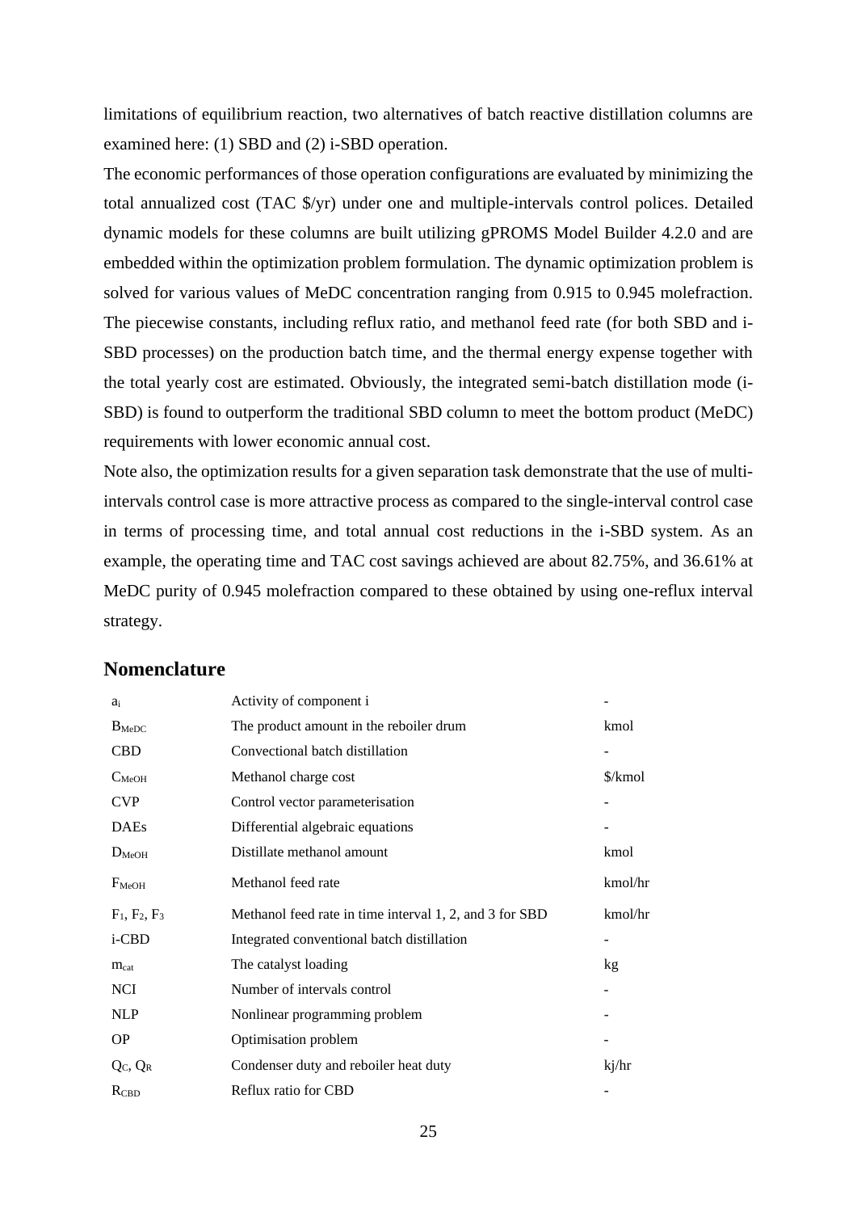limitations of equilibrium reaction, two alternatives of batch reactive distillation columns are examined here: (1) SBD and (2) i-SBD operation.

The economic performances of those operation configurations are evaluated by minimizing the total annualized cost (TAC \$/yr) under one and multiple-intervals control polices. Detailed dynamic models for these columns are built utilizing gPROMS Model Builder 4.2.0 and are embedded within the optimization problem formulation. The dynamic optimization problem is solved for various values of MeDC concentration ranging from 0.915 to 0.945 molefraction. The piecewise constants, including reflux ratio, and methanol feed rate (for both SBD and i-SBD processes) on the production batch time, and the thermal energy expense together with the total yearly cost are estimated. Obviously, the integrated semi-batch distillation mode (i-SBD) is found to outperform the traditional SBD column to meet the bottom product (MeDC) requirements with lower economic annual cost.

Note also, the optimization results for a given separation task demonstrate that the use of multi-intervals control case is more attractive process as compared to the single-interval control case in terms of processing time, and total annual cost reductions in the i-SBD system. As an example, the operating time and TAC cost savings achieved are about 82.75%, and 36.61% at MeDC purity of 0.945 molefraction compared to these obtained by using one-reflux interval strategy.

## Nomenclature

| | | |
|---|---|---|
| $a_i$ | Activity of component i | - |
| $B_{MeDC}$ | The product amount in the reboiler drum | kmol |
| CBD | Convectional batch distillation | - |
| $C_{MeOH}$ | Methanol charge cost | $/kmol |
| CVP | Control vector parameterisation | - |
| DAEs | Differential algebraic equations | - |
| $D_{MeOH}$ | Distillate methanol amount | kmol |
| $F_{MeOH}$ | Methanol feed rate | kmol/hr |
| $F_1$, $F_2$, $F_3$ | Methanol feed rate in time interval 1, 2, and 3 for SBD | kmol/hr |
| i-CBD | Integrated conventional batch distillation | - |
| $m_{cat}$ | The catalyst loading | kg |
| NCI | Number of intervals control | - |
| NLP | Nonlinear programming problem | - |
| OP | Optimisation problem | - |
| $Q_C$, $Q_R$ | Condenser duty and reboiler heat duty | kj/hr |
| $R_{CBD}$ | Reflux ratio for CBD | - |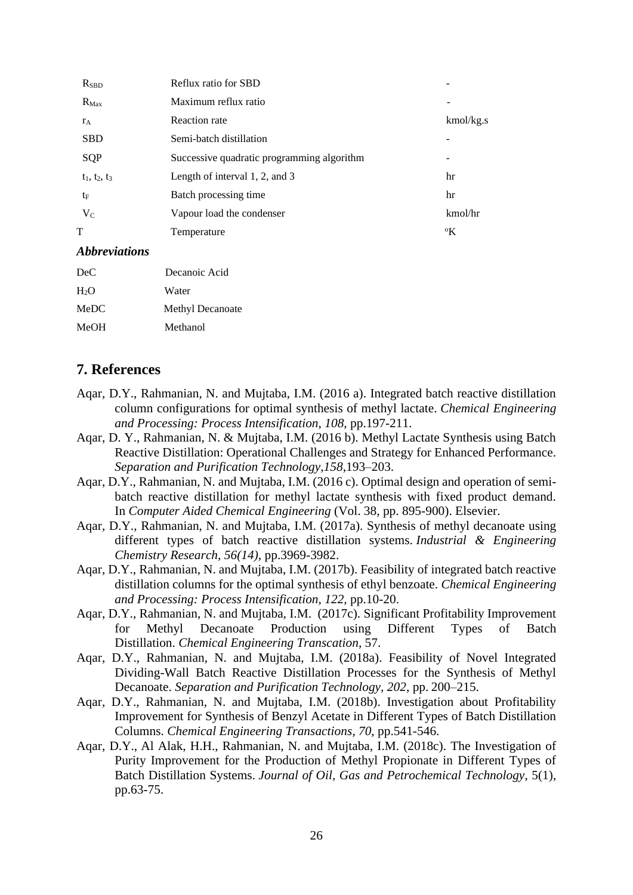| | | |
|---|---|---|
| $R_{SBD}$ | Reflux ratio for SBD | - |
| $R_{Max}$ | Maximum reflux ratio | - |
| $r_A$ | Reaction rate | kmol/kg.s |
| SBD | Semi-batch distillation | - |
| SQP | Successive quadratic programming algorithm | - |
| $t_1$, $t_2$, $t_3$ | Length of interval 1, 2, and 3 | hr |
| $t_F$ | Batch processing time | hr |
| $V_C$ | Vapour load the condenser | kmol/hr |
| T | Temperature | $^oK$ |

***Abbreviations***

| | |
|---|---|
| DeC | Decanoic Acid |
| $H_2O$ | Water |
| MeDC | Methyl Decanoate |
| MeOH | Methanol |

## 7. References

Aqar, D.Y., Rahmanian, N. and Mujtaba, I.M. (2016 a). Integrated batch reactive distillation column configurations for optimal synthesis of methyl lactate. *Chemical Engineering and Processing: Process Intensification*, *108*, pp.197-211.

Aqar, D. Y., Rahmanian, N. & Mujtaba, I.M. (2016 b). Methyl Lactate Synthesis using Batch Reactive Distillation: Operational Challenges and Strategy for Enhanced Performance. *Separation and Purification Technology,158,*193–203.

Aqar, D.Y., Rahmanian, N. and Mujtaba, I.M. (2016 c). Optimal design and operation of semi-batch reactive distillation for methyl lactate synthesis with fixed product demand. In *Computer Aided Chemical Engineering* (Vol. 38, pp. 895-900). Elsevier.

Aqar, D.Y., Rahmanian, N. and Mujtaba, I.M. (2017a). Synthesis of methyl decanoate using different types of batch reactive distillation systems. *Industrial & Engineering Chemistry Research, 56(14)*, pp.3969-3982.

Aqar, D.Y., Rahmanian, N. and Mujtaba, I.M. (2017b). Feasibility of integrated batch reactive distillation columns for the optimal synthesis of ethyl benzoate. *Chemical Engineering and Processing: Process Intensification, 122*, pp.10-20.

Aqar, D.Y., Rahmanian, N. and Mujtaba, I.M. (2017c). Significant Profitability Improvement for Methyl Decanoate Production using Different Types of Batch Distillation. *Chemical Engineering Transcation*, 57.

Aqar, D.Y., Rahmanian, N. and Mujtaba, I.M. (2018a). Feasibility of Novel Integrated Dividing-Wall Batch Reactive Distillation Processes for the Synthesis of Methyl Decanoate. *Separation and Purification Technology*, *202*, pp. 200–215.

Aqar, D.Y., Rahmanian, N. and Mujtaba, I.M. (2018b). Investigation about Profitability Improvement for Synthesis of Benzyl Acetate in Different Types of Batch Distillation Columns. *Chemical Engineering Transactions*, *70*, pp.541-546.

Aqar, D.Y., Al Alak, H.H., Rahmanian, N. and Mujtaba, I.M. (2018c). The Investigation of Purity Improvement for the Production of Methyl Propionate in Different Types of Batch Distillation Systems. *Journal of Oil, Gas and Petrochemical Technology*, 5(1), pp.63-75.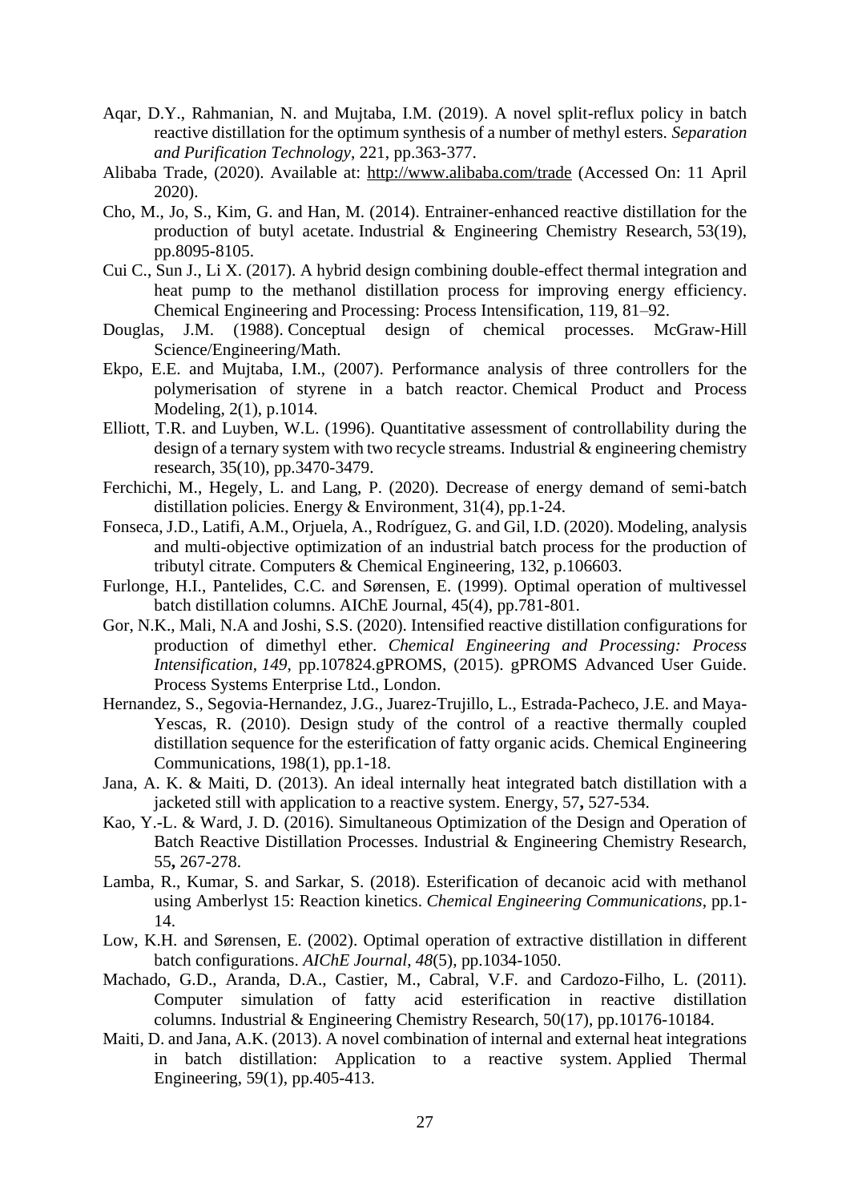Aqar, D.Y., Rahmanian, N. and Mujtaba, I.M. (2019). A novel split-reflux policy in batch reactive distillation for the optimum synthesis of a number of methyl esters. *Separation and Purification Technology*, 221, pp.363-377.

Alibaba Trade, (2020). Available at: http://www.alibaba.com/trade (Accessed On: 11 April 2020).

Cho, M., Jo, S., Kim, G. and Han, M. (2014). Entrainer-enhanced reactive distillation for the production of butyl acetate. Industrial & Engineering Chemistry Research, 53(19), pp.8095-8105.

Cui C., Sun J., Li X. (2017). A hybrid design combining double-effect thermal integration and heat pump to the methanol distillation process for improving energy efficiency. Chemical Engineering and Processing: Process Intensification, 119, 81–92.

Douglas, J.M. (1988). Conceptual design of chemical processes. McGraw-Hill Science/Engineering/Math.

Ekpo, E.E. and Mujtaba, I.M., (2007). Performance analysis of three controllers for the polymerisation of styrene in a batch reactor. Chemical Product and Process Modeling, 2(1), p.1014.

Elliott, T.R. and Luyben, W.L. (1996). Quantitative assessment of controllability during the design of a ternary system with two recycle streams. Industrial & engineering chemistry research, 35(10), pp.3470-3479.

Ferchichi, M., Hegely, L. and Lang, P. (2020). Decrease of energy demand of semi-batch distillation policies. Energy & Environment, 31(4), pp.1-24.

Fonseca, J.D., Latifi, A.M., Orjuela, A., Rodríguez, G. and Gil, I.D. (2020). Modeling, analysis and multi-objective optimization of an industrial batch process for the production of tributyl citrate. Computers & Chemical Engineering, 132, p.106603.

Furlonge, H.I., Pantelides, C.C. and Sørensen, E. (1999). Optimal operation of multivessel batch distillation columns. AIChE Journal, 45(4), pp.781-801.

Gor, N.K., Mali, N.A and Joshi, S.S. (2020). Intensified reactive distillation configurations for production of dimethyl ether. *Chemical Engineering and Processing: Process Intensification*, *149*, pp.107824.gPROMS, (2015). gPROMS Advanced User Guide. Process Systems Enterprise Ltd., London.

Hernandez, S., Segovia-Hernandez, J.G., Juarez-Trujillo, L., Estrada-Pacheco, J.E. and Maya-Yescas, R. (2010). Design study of the control of a reactive thermally coupled distillation sequence for the esterification of fatty organic acids. Chemical Engineering Communications, 198(1), pp.1-18.

Jana, A. K. & Maiti, D. (2013). An ideal internally heat integrated batch distillation with a jacketed still with application to a reactive system. Energy, 57**,** 527-534.

Kao, Y.-L. & Ward, J. D. (2016). Simultaneous Optimization of the Design and Operation of Batch Reactive Distillation Processes. Industrial & Engineering Chemistry Research, 55**,** 267-278.

Lamba, R., Kumar, S. and Sarkar, S. (2018). Esterification of decanoic acid with methanol using Amberlyst 15: Reaction kinetics. *Chemical Engineering Communications*, pp.1-14.

Low, K.H. and Sørensen, E. (2002). Optimal operation of extractive distillation in different batch configurations. *AIChE Journal*, *48*(5), pp.1034-1050.

Machado, G.D., Aranda, D.A., Castier, M., Cabral, V.F. and Cardozo-Filho, L. (2011). Computer simulation of fatty acid esterification in reactive distillation columns. Industrial & Engineering Chemistry Research, 50(17), pp.10176-10184.

Maiti, D. and Jana, A.K. (2013). A novel combination of internal and external heat integrations in batch distillation: Application to a reactive system. Applied Thermal Engineering, 59(1), pp.405-413.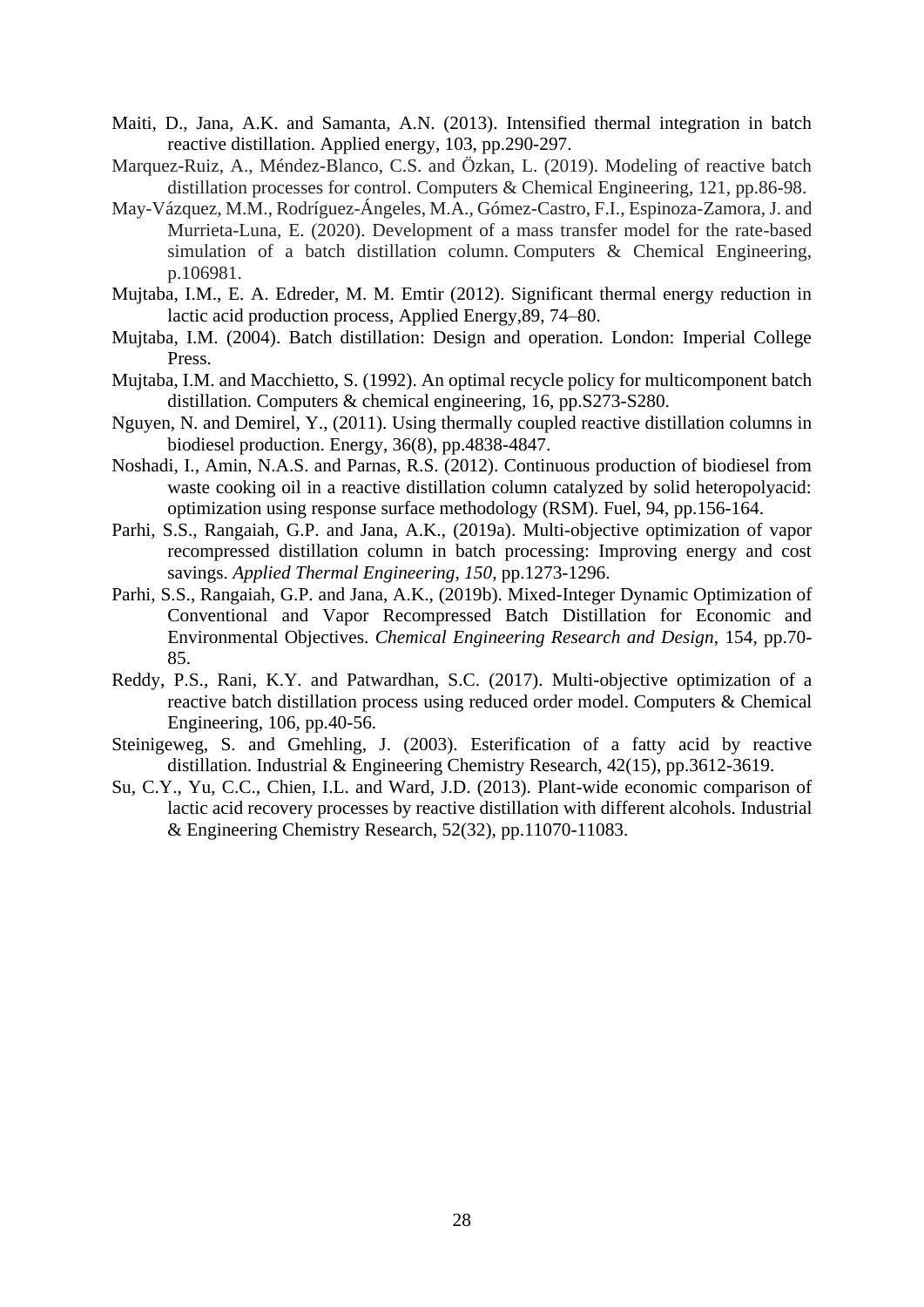Maiti, D., Jana, A.K. and Samanta, A.N. (2013). Intensified thermal integration in batch reactive distillation. Applied energy, 103, pp.290-297.

Marquez-Ruiz, A., Méndez-Blanco, C.S. and Özkan, L. (2019). Modeling of reactive batch distillation processes for control. Computers & Chemical Engineering, 121, pp.86-98.

May-Vázquez, M.M., Rodríguez-Ángeles, M.A., Gómez-Castro, F.I., Espinoza-Zamora, J. and Murrieta-Luna, E. (2020). Development of a mass transfer model for the rate-based simulation of a batch distillation column. Computers & Chemical Engineering, p.106981.

Mujtaba, I.M., E. A. Edreder, M. M. Emtir (2012). Significant thermal energy reduction in lactic acid production process, Applied Energy,89, 74–80.

Mujtaba, I.M. (2004). Batch distillation: Design and operation. London: Imperial College Press.

Mujtaba, I.M. and Macchietto, S. (1992). An optimal recycle policy for multicomponent batch distillation. Computers & chemical engineering, 16, pp.S273-S280.

Nguyen, N. and Demirel, Y., (2011). Using thermally coupled reactive distillation columns in biodiesel production. Energy, 36(8), pp.4838-4847.

Noshadi, I., Amin, N.A.S. and Parnas, R.S. (2012). Continuous production of biodiesel from waste cooking oil in a reactive distillation column catalyzed by solid heteropolyacid: optimization using response surface methodology (RSM). Fuel, 94, pp.156-164.

Parhi, S.S., Rangaiah, G.P. and Jana, A.K., (2019a). Multi-objective optimization of vapor recompressed distillation column in batch processing: Improving energy and cost savings. *Applied Thermal Engineering*, *150*, pp.1273-1296.

Parhi, S.S., Rangaiah, G.P. and Jana, A.K., (2019b). Mixed-Integer Dynamic Optimization of Conventional and Vapor Recompressed Batch Distillation for Economic and Environmental Objectives. *Chemical Engineering Research and Design*, 154, pp.70-85.

Reddy, P.S., Rani, K.Y. and Patwardhan, S.C. (2017). Multi-objective optimization of a reactive batch distillation process using reduced order model. Computers & Chemical Engineering, 106, pp.40-56.

Steinigeweg, S. and Gmehling, J. (2003). Esterification of a fatty acid by reactive distillation. Industrial & Engineering Chemistry Research, 42(15), pp.3612-3619.

Su, C.Y., Yu, C.C., Chien, I.L. and Ward, J.D. (2013). Plant-wide economic comparison of lactic acid recovery processes by reactive distillation with different alcohols. Industrial & Engineering Chemistry Research, 52(32), pp.11070-11083.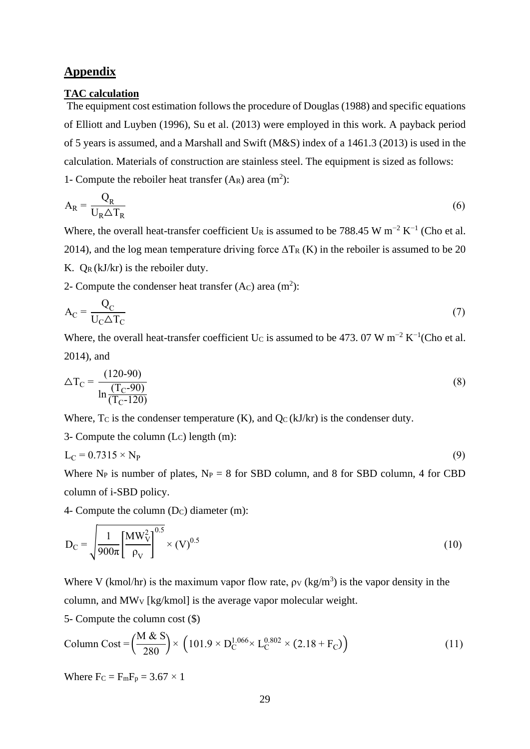## Appendix

### TAC calculation

The equipment cost estimation follows the procedure of Douglas (1988) and specific equations of Elliott and Luyben (1996), Su et al. (2013) were employed in this work. A payback period of 5 years is assumed, and a Marshall and Swift (M&S) index of a 1461.3 (2013) is used in the calculation. Materials of construction are stainless steel. The equipment is sized as follows:

1- Compute the reboiler heat transfer ($A_R$) area ($m^2$):

$$A_R = \frac{Q_R}{U_R \triangle T_R} \tag{6}$$

Where, the overall heat-transfer coefficient $U_R$ is assumed to be 788.45 W $m^{-2}$ $K^{-1}$ (Cho et al. 2014), and the log mean temperature driving force $\Delta T_R$ (K) in the reboiler is assumed to be 20 K. $Q_R$ (kJ/kr) is the reboiler duty.

2- Compute the condenser heat transfer ($A_C$) area ($m^2$):

$$A_C = \frac{Q_C}{U_C \triangle T_C} \tag{7}$$

Where, the overall heat-transfer coefficient $U_C$ is assumed to be 473. 07 W $m^{-2}$ $K^{-1}$(Cho et al. 2014), and

$$\triangle T_C = \frac{(120\text{-}90)}{\ln \frac{(T_C\text{-}90)}{(T_C\text{-}120)}} \tag{8}$$

Where, $T_C$ is the condenser temperature (K), and $Q_C$ (kJ/kr) is the condenser duty.

3- Compute the column ($L_C$) length (m):

$$L_C = 0.7315 \times N_P \tag{9}$$

Where $N_P$ is number of plates, $N_P$ = 8 for SBD column, and 8 for SBD column, 4 for CBD column of i-SBD policy.

4- Compute the column ($D_C$) diameter (m):

$$D_C = \sqrt{\frac{1}{900\pi}\left[\frac{MW_V^2}{\rho_V}\right]^{0.5} \times (V)^{0.5}} \tag{10}$$

Where V (kmol/hr) is the maximum vapor flow rate, $\rho_V$ (kg/m$^3$) is the vapor density in the column, and $MW_V$ [kg/kmol] is the average vapor molecular weight.

5- Compute the column cost ($)

$$\text{Column Cost} = \left(\frac{M\ \&\ S}{280}\right) \times \left(101.9 \times D_C^{1.066} \times L_C^{0.802} \times (2.18 + F_C)\right) \tag{11}$$

Where $F_C = F_m F_p = 3.67 \times 1$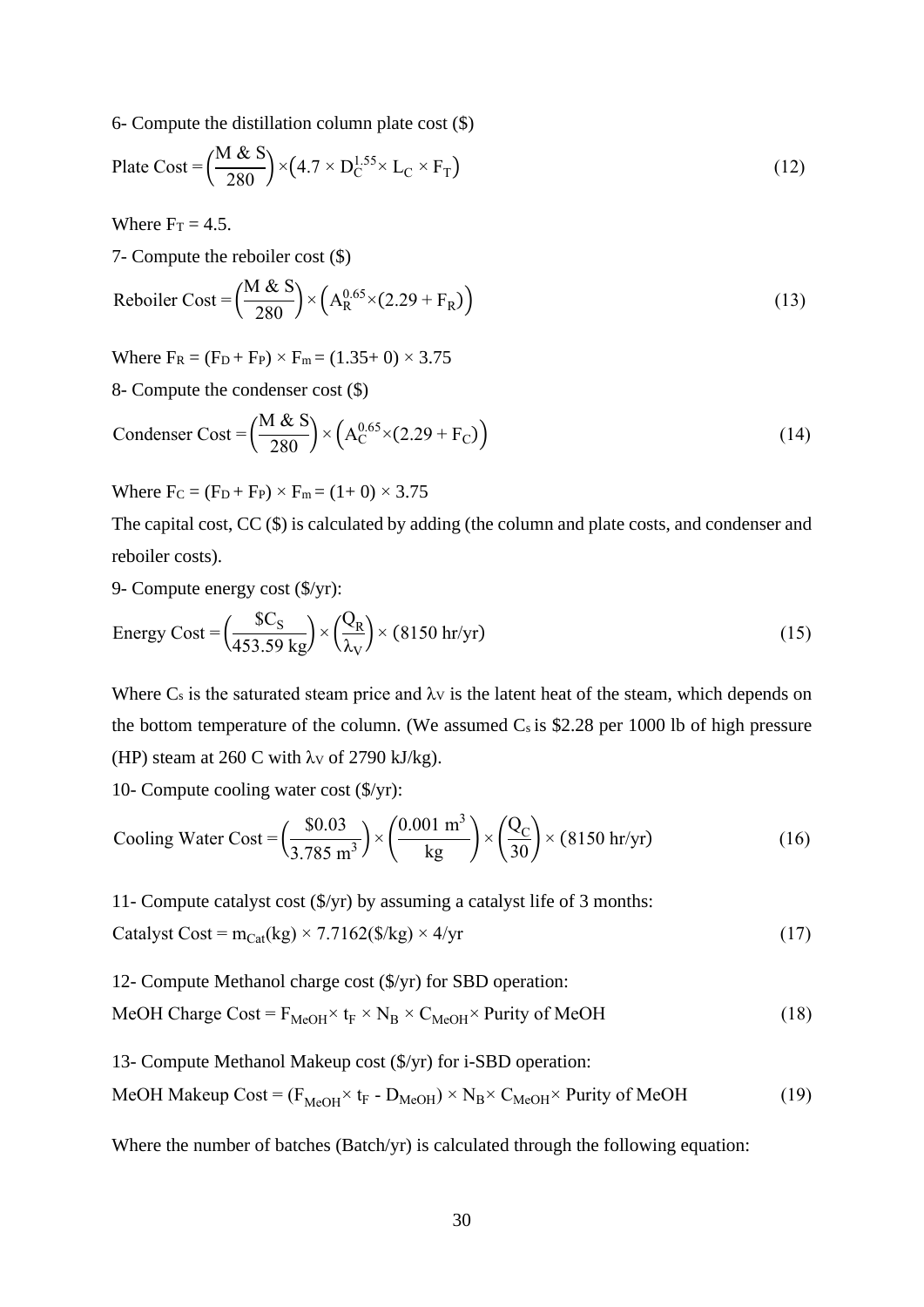6- Compute the distillation column plate cost ($)

$$\text{Plate Cost} = \left(\frac{\text{M \& S}}{280}\right) \times \left(4.7 \times D_C^{1.55} \times L_C \times F_T\right) \tag{12}$$

Where $F_T = 4.5$.

7- Compute the reboiler cost ($)

$$\text{Reboiler Cost} = \left(\frac{\text{M \& S}}{280}\right) \times \left(A_R^{0.65} \times (2.29 + F_R)\right) \tag{13}$$

Where $F_R = (F_D + F_P) \times F_m = (1.35 + 0) \times 3.75$

8- Compute the condenser cost ($)

$$\text{Condenser Cost} = \left(\frac{\text{M \& S}}{280}\right) \times \left(A_C^{0.65} \times (2.29 + F_C)\right) \tag{14}$$

Where $F_C = (F_D + F_P) \times F_m = (1 + 0) \times 3.75$

The capital cost, CC ($) is calculated by adding (the column and plate costs, and condenser and reboiler costs).

9- Compute energy cost ($/yr):

$$\text{Energy Cost} = \left(\frac{\$C_S}{453.59 \text{ kg}}\right) \times \left(\frac{Q_R}{\lambda_V}\right) \times (8150 \text{ hr/yr}) \tag{15}$$

Where $C_s$ is the saturated steam price and $\lambda_V$ is the latent heat of the steam, which depends on the bottom temperature of the column. (We assumed $C_s$ is $2.28 per 1000 lb of high pressure (HP) steam at 260 C with $\lambda_V$ of 2790 kJ/kg).

10- Compute cooling water cost ($/yr):

$$\text{Cooling Water Cost} = \left(\frac{\$0.03}{3.785 \text{ m}^3}\right) \times \left(\frac{0.001 \text{ m}^3}{\text{kg}}\right) \times \left(\frac{Q_C}{30}\right) \times (8150 \text{ hr/yr}) \tag{16}$$

11- Compute catalyst cost ($/yr) by assuming a catalyst life of 3 months:

$$\text{Catalyst Cost} = m_{Cat}(\text{kg}) \times 7.7162(\$/\text{kg}) \times 4/\text{yr} \tag{17}$$

12- Compute Methanol charge cost ($/yr) for SBD operation:

$$\text{MeOH Charge Cost} = F_{MeOH} \times t_F \times N_B \times C_{MeOH} \times \text{Purity of MeOH} \tag{18}$$

13- Compute Methanol Makeup cost ($/yr) for i-SBD operation:

$$\text{MeOH Makeup Cost} = (F_{MeOH} \times t_F - D_{MeOH}) \times N_B \times C_{MeOH} \times \text{Purity of MeOH} \tag{19}$$

Where the number of batches (Batch/yr) is calculated through the following equation: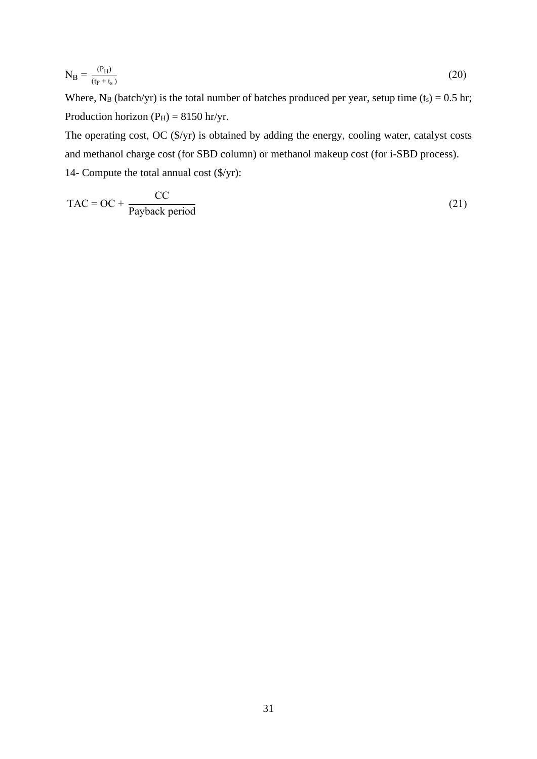$$N_B = \frac{(P_H)}{(t_F + t_s)} \tag{20}$$

Where, $N_B$ (batch/yr) is the total number of batches produced per year, setup time ($t_s$) = 0.5 hr; Production horizon ($P_H$) = 8150 hr/yr.

The operating cost, OC ($/yr) is obtained by adding the energy, cooling water, catalyst costs and methanol charge cost (for SBD column) or methanol makeup cost (for i-SBD process).

14- Compute the total annual cost ($/yr):

$$\text{TAC} = \text{OC} + \frac{\text{CC}}{\text{Payback period}} \tag{21}$$